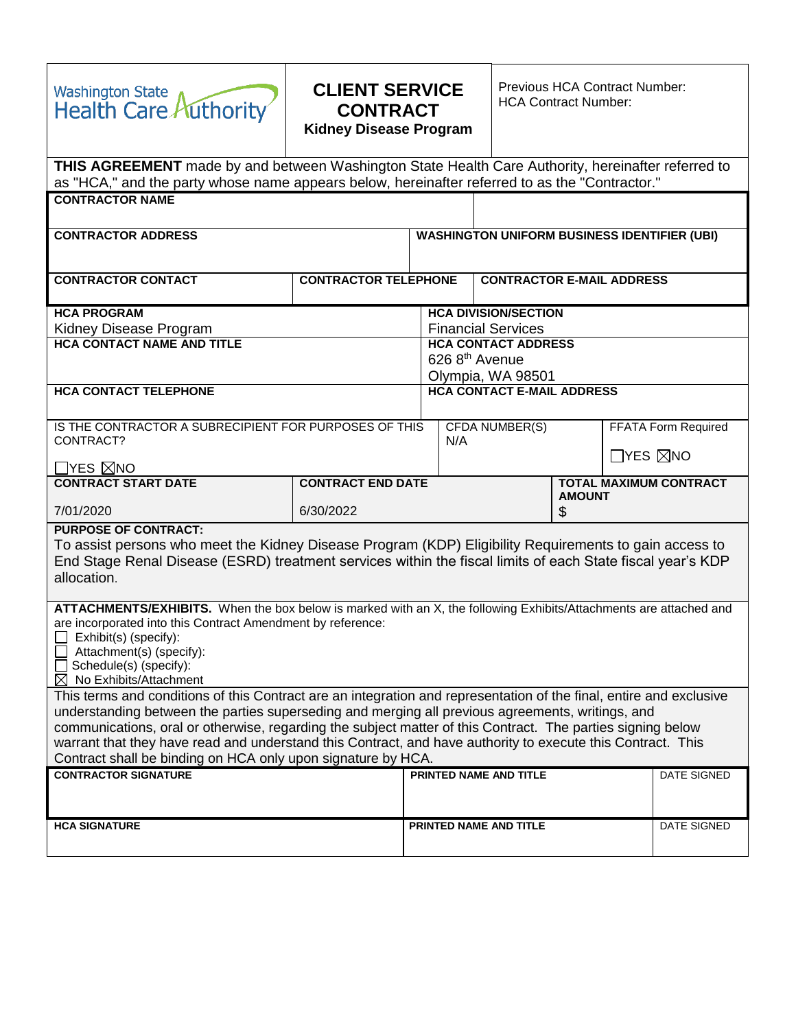Washington State Health Care Authority

# CLIENT SERVICE CONTRACT

**Kidney Disease Program**

Previous HCA Contract Number:
HCA Contract Number:

**THIS AGREEMENT** made by and between Washington State Health Care Authority, hereinafter referred to as "HCA," and the party whose name appears below, hereinafter referred to as the "Contractor."

| | | | |
|---|---|---|---|
| **CONTRACTOR NAME** | | | |
| **CONTRACTOR ADDRESS** | | **WASHINGTON UNIFORM BUSINESS IDENTIFIER (UBI)** | |
| **CONTRACTOR CONTACT** | **CONTRACTOR TELEPHONE** | **CONTRACTOR E-MAIL ADDRESS** | |

| | |
|---|---|
| **HCA PROGRAM**<br>Kidney Disease Program | **HCA DIVISION/SECTION**<br>Financial Services |
| **HCA CONTACT NAME AND TITLE** | **HCA CONTACT ADDRESS**<br>626 8th Avenue<br>Olympia, WA 98501 |
| **HCA CONTACT TELEPHONE** | **HCA CONTACT E-MAIL ADDRESS** |

| | | |
|---|---|---|
| IS THE CONTRACTOR A SUBRECIPIENT FOR PURPOSES OF THIS CONTRACT?<br>☐YES ☒NO | CFDA NUMBER(S)<br>N/A | FFATA Form Required<br>☐YES ☒NO |

| | | |
|---|---|---|
| **CONTRACT START DATE**<br>7/01/2020 | **CONTRACT END DATE**<br>6/30/2022 | **TOTAL MAXIMUM CONTRACT AMOUNT**<br>$ |

**PURPOSE OF CONTRACT:**
To assist persons who meet the Kidney Disease Program (KDP) Eligibility Requirements to gain access to End Stage Renal Disease (ESRD) treatment services within the fiscal limits of each State fiscal year's KDP allocation.

**ATTACHMENTS/EXHIBITS.** When the box below is marked with an X, the following Exhibits/Attachments are attached and are incorporated into this Contract Amendment by reference:

- ☐ Exhibit(s) (specify):
- ☐ Attachment(s) (specify):
- ☐ Schedule(s) (specify):
- ☒ No Exhibits/Attachment

This terms and conditions of this Contract are an integration and representation of the final, entire and exclusive understanding between the parties superseding and merging all previous agreements, writings, and communications, oral or otherwise, regarding the subject matter of this Contract. The parties signing below warrant that they have read and understand this Contract, and have authority to execute this Contract. This Contract shall be binding on HCA only upon signature by HCA.

| | | |
|---|---|---|
| **CONTRACTOR SIGNATURE** | **PRINTED NAME AND TITLE** | DATE SIGNED |
| **HCA SIGNATURE** | **PRINTED NAME AND TITLE** | DATE SIGNED |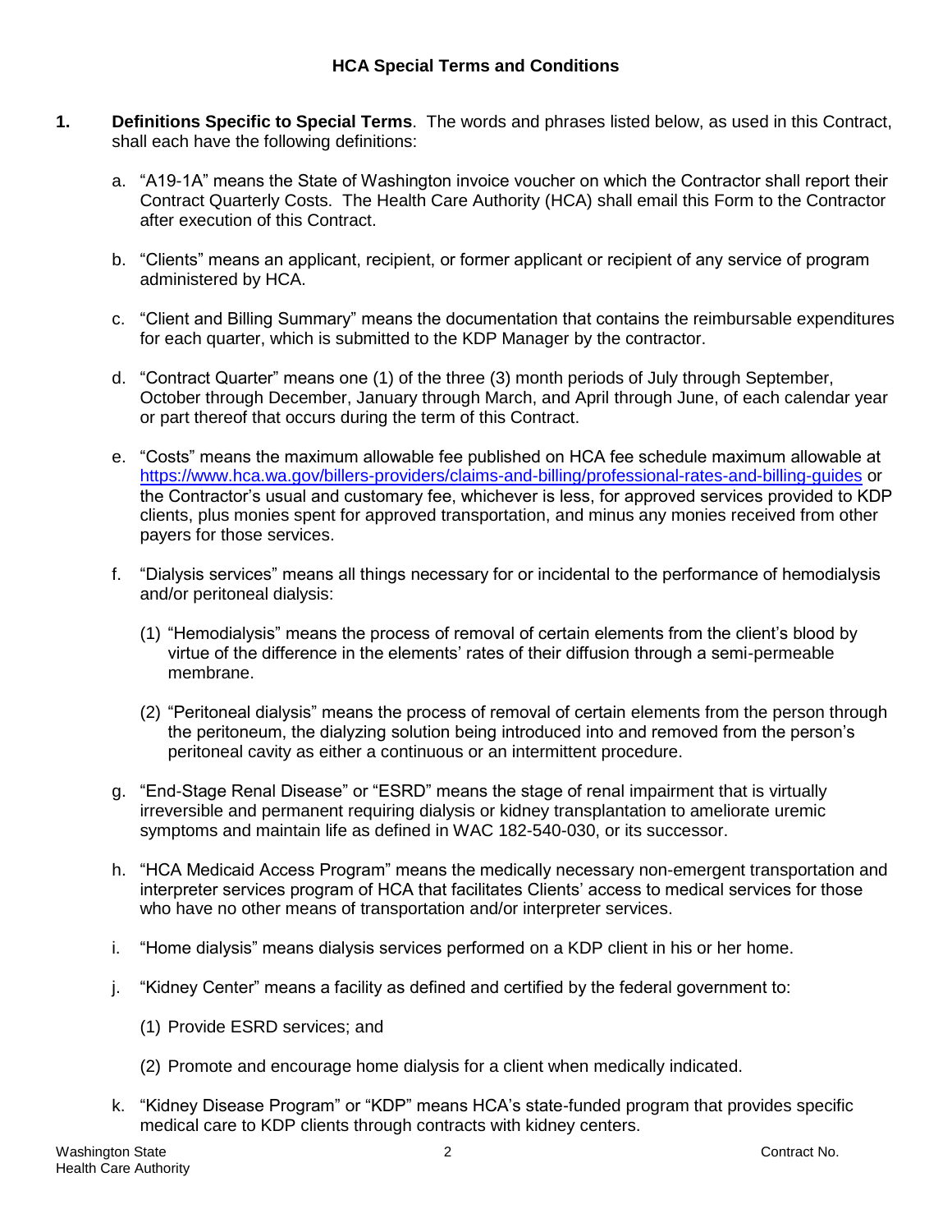## HCA Special Terms and Conditions

1. **Definitions Specific to Special Terms**. The words and phrases listed below, as used in this Contract, shall each have the following definitions:

   a. "A19-1A" means the State of Washington invoice voucher on which the Contractor shall report their Contract Quarterly Costs. The Health Care Authority (HCA) shall email this Form to the Contractor after execution of this Contract.

   b. "Clients" means an applicant, recipient, or former applicant or recipient of any service of program administered by HCA.

   c. "Client and Billing Summary" means the documentation that contains the reimbursable expenditures for each quarter, which is submitted to the KDP Manager by the contractor.

   d. "Contract Quarter" means one (1) of the three (3) month periods of July through September, October through December, January through March, and April through June, of each calendar year or part thereof that occurs during the term of this Contract.

   e. "Costs" means the maximum allowable fee published on HCA fee schedule maximum allowable at https://www.hca.wa.gov/billers-providers/claims-and-billing/professional-rates-and-billing-guides or the Contractor's usual and customary fee, whichever is less, for approved services provided to KDP clients, plus monies spent for approved transportation, and minus any monies received from other payers for those services.

   f. "Dialysis services" means all things necessary for or incidental to the performance of hemodialysis and/or peritoneal dialysis:

      (1) "Hemodialysis" means the process of removal of certain elements from the client's blood by virtue of the difference in the elements' rates of their diffusion through a semi-permeable membrane.

      (2) "Peritoneal dialysis" means the process of removal of certain elements from the person through the peritoneum, the dialyzing solution being introduced into and removed from the person's peritoneal cavity as either a continuous or an intermittent procedure.

   g. "End-Stage Renal Disease" or "ESRD" means the stage of renal impairment that is virtually irreversible and permanent requiring dialysis or kidney transplantation to ameliorate uremic symptoms and maintain life as defined in WAC 182-540-030, or its successor.

   h. "HCA Medicaid Access Program" means the medically necessary non-emergent transportation and interpreter services program of HCA that facilitates Clients' access to medical services for those who have no other means of transportation and/or interpreter services.

   i. "Home dialysis" means dialysis services performed on a KDP client in his or her home.

   j. "Kidney Center" means a facility as defined and certified by the federal government to:

      (1) Provide ESRD services; and

      (2) Promote and encourage home dialysis for a client when medically indicated.

   k. "Kidney Disease Program" or "KDP" means HCA's state-funded program that provides specific medical care to KDP clients through contracts with kidney centers.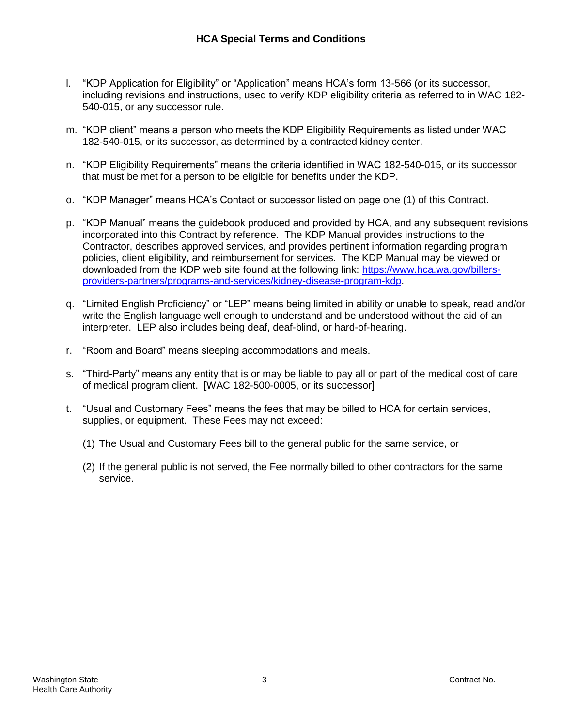**HCA Special Terms and Conditions**

l. "KDP Application for Eligibility" or "Application" means HCA's form 13-566 (or its successor, including revisions and instructions, used to verify KDP eligibility criteria as referred to in WAC 182-540-015, or any successor rule.

m. "KDP client" means a person who meets the KDP Eligibility Requirements as listed under WAC 182-540-015, or its successor, as determined by a contracted kidney center.

n. "KDP Eligibility Requirements" means the criteria identified in WAC 182-540-015, or its successor that must be met for a person to be eligible for benefits under the KDP.

o. "KDP Manager" means HCA's Contact or successor listed on page one (1) of this Contract.

p. "KDP Manual" means the guidebook produced and provided by HCA, and any subsequent revisions incorporated into this Contract by reference. The KDP Manual provides instructions to the Contractor, describes approved services, and provides pertinent information regarding program policies, client eligibility, and reimbursement for services. The KDP Manual may be viewed or downloaded from the KDP web site found at the following link: [https://www.hca.wa.gov/billers-providers-partners/programs-and-services/kidney-disease-program-kdp](https://www.hca.wa.gov/billers-providers-partners/programs-and-services/kidney-disease-program-kdp).

q. "Limited English Proficiency" or "LEP" means being limited in ability or unable to speak, read and/or write the English language well enough to understand and be understood without the aid of an interpreter. LEP also includes being deaf, deaf-blind, or hard-of-hearing.

r. "Room and Board" means sleeping accommodations and meals.

s. "Third-Party" means any entity that is or may be liable to pay all or part of the medical cost of care of medical program client. [WAC 182-500-0005, or its successor]

t. "Usual and Customary Fees" means the fees that may be billed to HCA for certain services, supplies, or equipment. These Fees may not exceed:

   (1) The Usual and Customary Fees bill to the general public for the same service, or

   (2) If the general public is not served, the Fee normally billed to other contractors for the same service.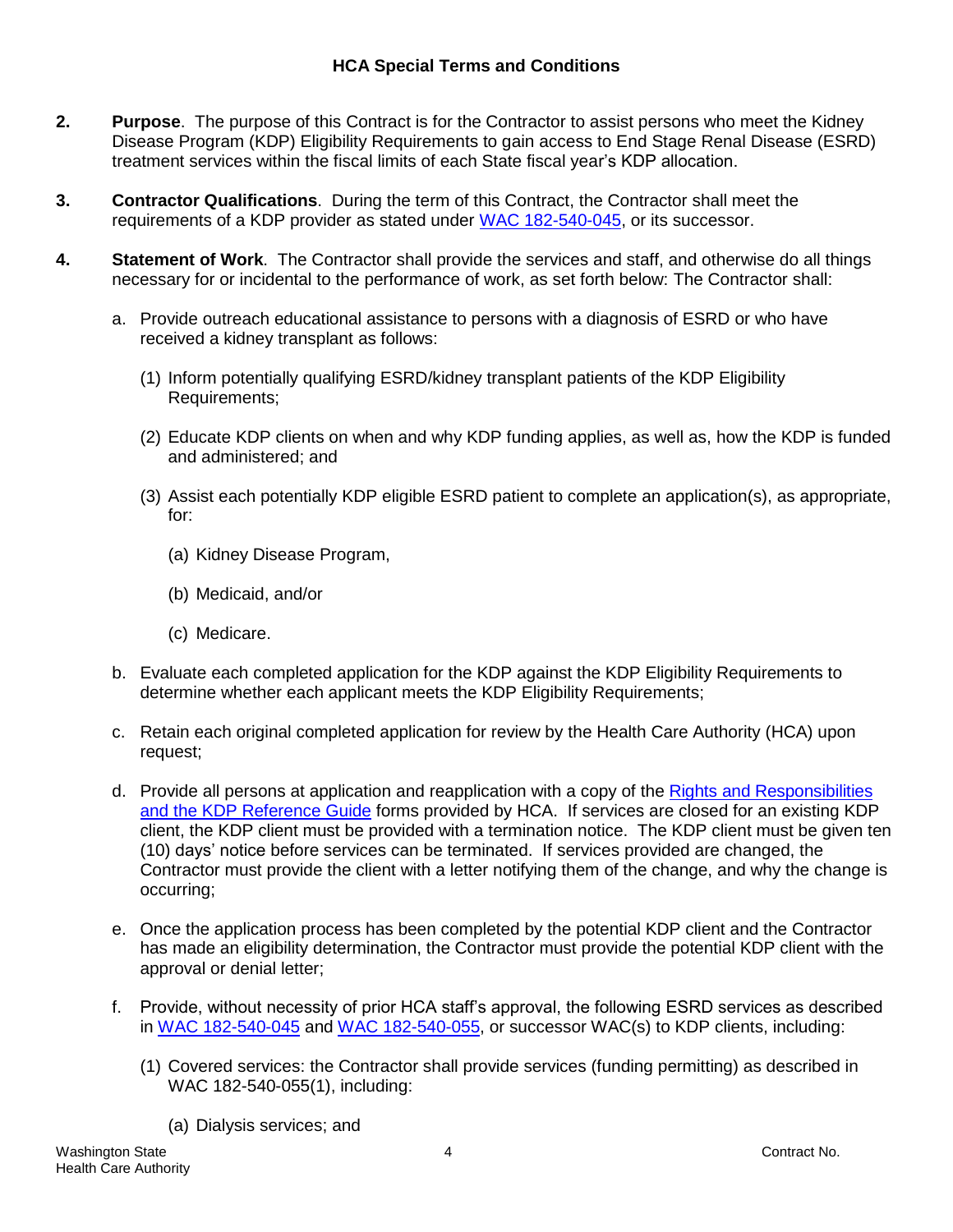## HCA Special Terms and Conditions

2. **Purpose**. The purpose of this Contract is for the Contractor to assist persons who meet the Kidney Disease Program (KDP) Eligibility Requirements to gain access to End Stage Renal Disease (ESRD) treatment services within the fiscal limits of each State fiscal year's KDP allocation.

3. **Contractor Qualifications**. During the term of this Contract, the Contractor shall meet the requirements of a KDP provider as stated under WAC 182-540-045, or its successor.

4. **Statement of Work**. The Contractor shall provide the services and staff, and otherwise do all things necessary for or incidental to the performance of work, as set forth below: The Contractor shall:

   a. Provide outreach educational assistance to persons with a diagnosis of ESRD or who have received a kidney transplant as follows:

      (1) Inform potentially qualifying ESRD/kidney transplant patients of the KDP Eligibility Requirements;

      (2) Educate KDP clients on when and why KDP funding applies, as well as, how the KDP is funded and administered; and

      (3) Assist each potentially KDP eligible ESRD patient to complete an application(s), as appropriate, for:

         (a) Kidney Disease Program,

         (b) Medicaid, and/or

         (c) Medicare.

   b. Evaluate each completed application for the KDP against the KDP Eligibility Requirements to determine whether each applicant meets the KDP Eligibility Requirements;

   c. Retain each original completed application for review by the Health Care Authority (HCA) upon request;

   d. Provide all persons at application and reapplication with a copy of the Rights and Responsibilities and the KDP Reference Guide forms provided by HCA. If services are closed for an existing KDP client, the KDP client must be provided with a termination notice. The KDP client must be given ten (10) days' notice before services can be terminated. If services provided are changed, the Contractor must provide the client with a letter notifying them of the change, and why the change is occurring;

   e. Once the application process has been completed by the potential KDP client and the Contractor has made an eligibility determination, the Contractor must provide the potential KDP client with the approval or denial letter;

   f. Provide, without necessity of prior HCA staff's approval, the following ESRD services as described in WAC 182-540-045 and WAC 182-540-055, or successor WAC(s) to KDP clients, including:

      (1) Covered services: the Contractor shall provide services (funding permitting) as described in WAC 182-540-055(1), including:

         (a) Dialysis services; and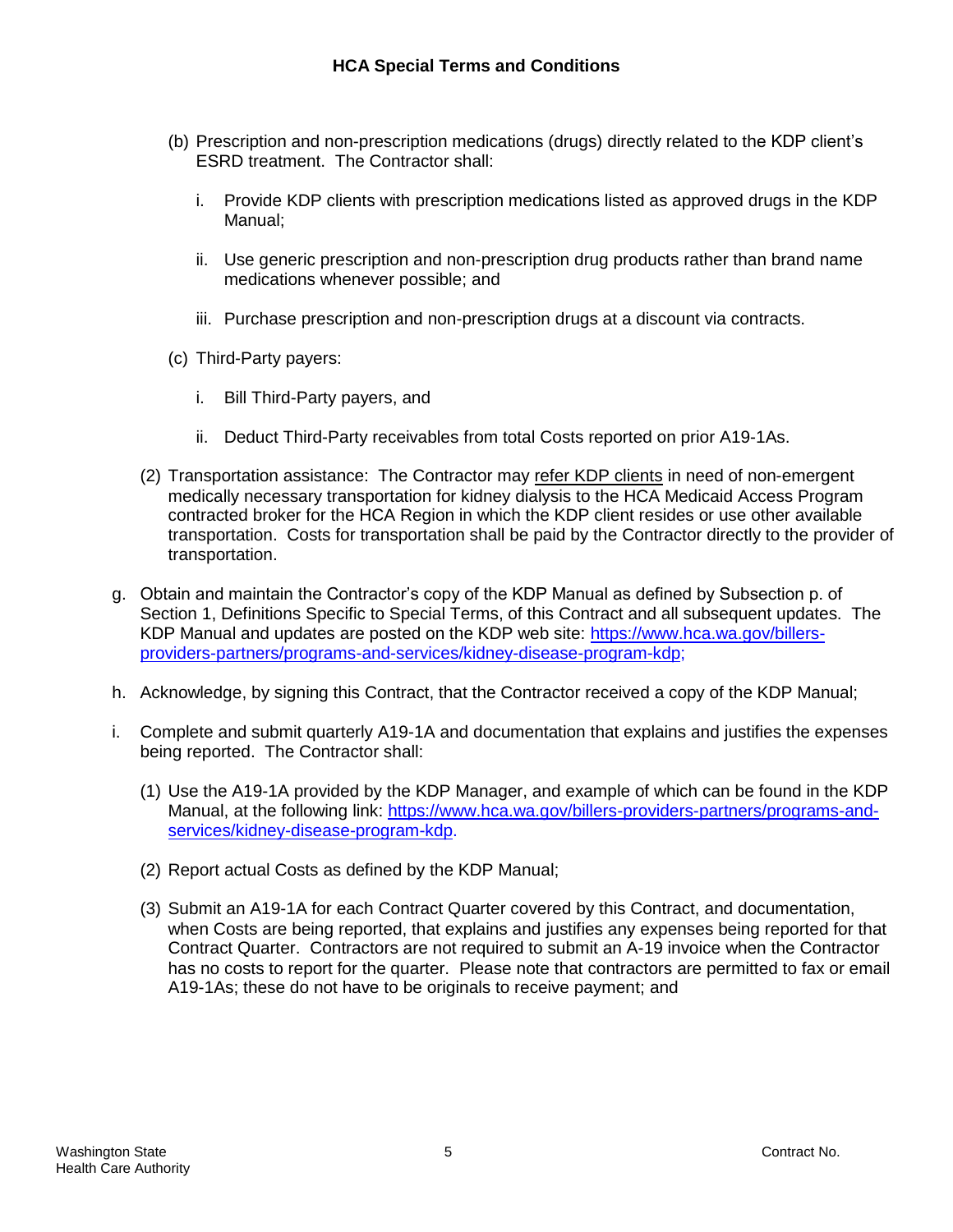(b) Prescription and non-prescription medications (drugs) directly related to the KDP client's ESRD treatment. The Contractor shall:

i. Provide KDP clients with prescription medications listed as approved drugs in the KDP Manual;

ii. Use generic prescription and non-prescription drug products rather than brand name medications whenever possible; and

iii. Purchase prescription and non-prescription drugs at a discount via contracts.

(c) Third-Party payers:

i. Bill Third-Party payers, and

ii. Deduct Third-Party receivables from total Costs reported on prior A19-1As.

(2) Transportation assistance: The Contractor may refer KDP clients in need of non-emergent medically necessary transportation for kidney dialysis to the HCA Medicaid Access Program contracted broker for the HCA Region in which the KDP client resides or use other available transportation. Costs for transportation shall be paid by the Contractor directly to the provider of transportation.

g. Obtain and maintain the Contractor's copy of the KDP Manual as defined by Subsection p. of Section 1, Definitions Specific to Special Terms, of this Contract and all subsequent updates. The KDP Manual and updates are posted on the KDP web site: https://www.hca.wa.gov/billers-providers-partners/programs-and-services/kidney-disease-program-kdp;

h. Acknowledge, by signing this Contract, that the Contractor received a copy of the KDP Manual;

i. Complete and submit quarterly A19-1A and documentation that explains and justifies the expenses being reported. The Contractor shall:

(1) Use the A19-1A provided by the KDP Manager, and example of which can be found in the KDP Manual, at the following link: https://www.hca.wa.gov/billers-providers-partners/programs-and-services/kidney-disease-program-kdp.

(2) Report actual Costs as defined by the KDP Manual;

(3) Submit an A19-1A for each Contract Quarter covered by this Contract, and documentation, when Costs are being reported, that explains and justifies any expenses being reported for that Contract Quarter. Contractors are not required to submit an A-19 invoice when the Contractor has no costs to report for the quarter. Please note that contractors are permitted to fax or email A19-1As; these do not have to be originals to receive payment; and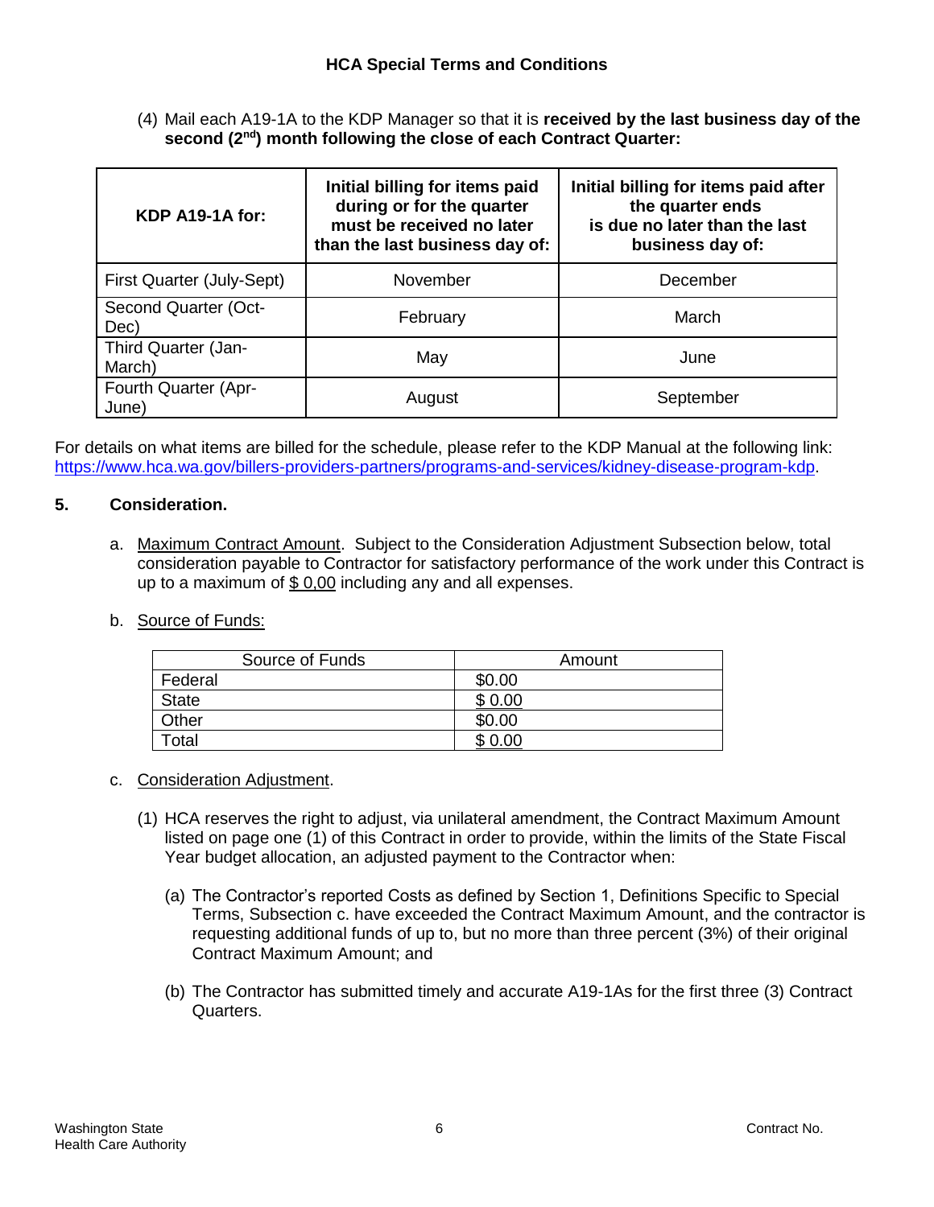(4) Mail each A19-1A to the KDP Manager so that it is **received by the last business day of the second (2nd) month following the close of each Contract Quarter:**

| KDP A19-1A for: | Initial billing for items paid during or for the quarter must be received no later than the last business day of: | Initial billing for items paid after the quarter ends is due no later than the last business day of: |
|---|---|---|
| First Quarter (July-Sept) | November | December |
| Second Quarter (Oct-Dec) | February | March |
| Third Quarter (Jan-March) | May | June |
| Fourth Quarter (Apr-June) | August | September |

For details on what items are billed for the schedule, please refer to the KDP Manual at the following link: https://www.hca.wa.gov/billers-providers-partners/programs-and-services/kidney-disease-program-kdp.

**5. Consideration.**

a. Maximum Contract Amount. Subject to the Consideration Adjustment Subsection below, total consideration payable to Contractor for satisfactory performance of the work under this Contract is up to a maximum of $ 0,00 including any and all expenses.

b. Source of Funds:

| Source of Funds | Amount |
|---|---|
| Federal | $0.00 |
| State | $ 0.00 |
| Other | $0.00 |
| Total | $ 0.00 |

c. Consideration Adjustment.

(1) HCA reserves the right to adjust, via unilateral amendment, the Contract Maximum Amount listed on page one (1) of this Contract in order to provide, within the limits of the State Fiscal Year budget allocation, an adjusted payment to the Contractor when:

(a) The Contractor's reported Costs as defined by Section 1, Definitions Specific to Special Terms, Subsection c. have exceeded the Contract Maximum Amount, and the contractor is requesting additional funds of up to, but no more than three percent (3%) of their original Contract Maximum Amount; and

(b) The Contractor has submitted timely and accurate A19-1As for the first three (3) Contract Quarters.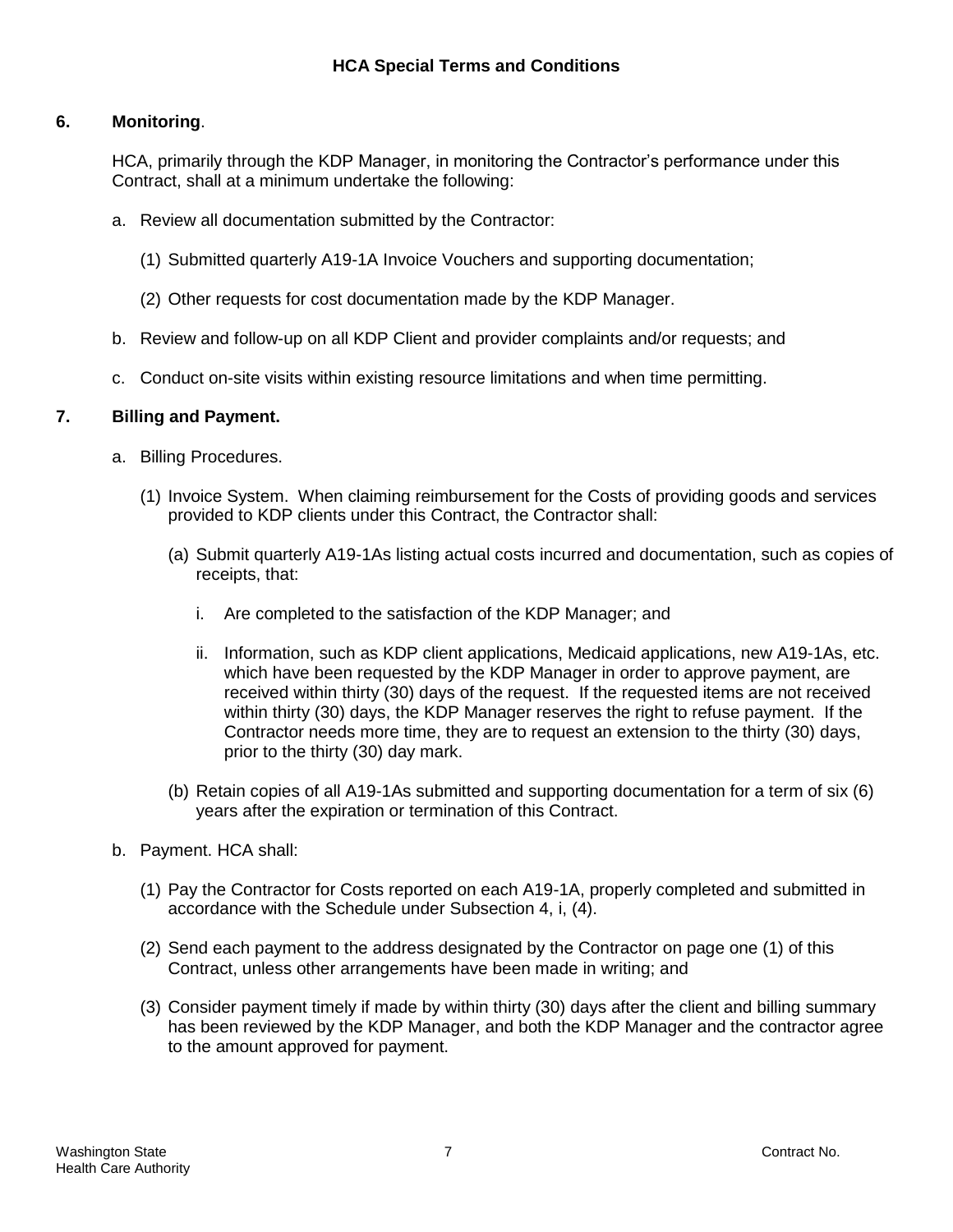## HCA Special Terms and Conditions

**6. Monitoring**.

HCA, primarily through the KDP Manager, in monitoring the Contractor's performance under this Contract, shall at a minimum undertake the following:

a. Review all documentation submitted by the Contractor:

   (1) Submitted quarterly A19-1A Invoice Vouchers and supporting documentation;

   (2) Other requests for cost documentation made by the KDP Manager.

b. Review and follow-up on all KDP Client and provider complaints and/or requests; and

c. Conduct on-site visits within existing resource limitations and when time permitting.

**7. Billing and Payment.**

a. Billing Procedures.

   (1) Invoice System. When claiming reimbursement for the Costs of providing goods and services provided to KDP clients under this Contract, the Contractor shall:

      (a) Submit quarterly A19-1As listing actual costs incurred and documentation, such as copies of receipts, that:

         i. Are completed to the satisfaction of the KDP Manager; and

         ii. Information, such as KDP client applications, Medicaid applications, new A19-1As, etc. which have been requested by the KDP Manager in order to approve payment, are received within thirty (30) days of the request. If the requested items are not received within thirty (30) days, the KDP Manager reserves the right to refuse payment. If the Contractor needs more time, they are to request an extension to the thirty (30) days, prior to the thirty (30) day mark.

      (b) Retain copies of all A19-1As submitted and supporting documentation for a term of six (6) years after the expiration or termination of this Contract.

b. Payment. HCA shall:

   (1) Pay the Contractor for Costs reported on each A19-1A, properly completed and submitted in accordance with the Schedule under Subsection 4, i, (4).

   (2) Send each payment to the address designated by the Contractor on page one (1) of this Contract, unless other arrangements have been made in writing; and

   (3) Consider payment timely if made by within thirty (30) days after the client and billing summary has been reviewed by the KDP Manager, and both the KDP Manager and the contractor agree to the amount approved for payment.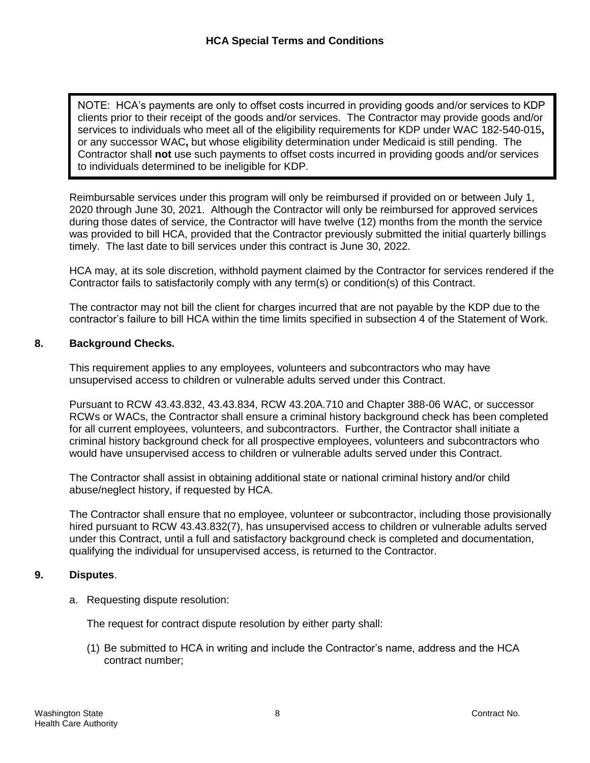> NOTE: HCA's payments are only to offset costs incurred in providing goods and/or services to KDP clients prior to their receipt of the goods and/or services. The Contractor may provide goods and/or services to individuals who meet all of the eligibility requirements for KDP under WAC 182-540-015**,** or any successor WAC**,** but whose eligibility determination under Medicaid is still pending. The Contractor shall **not** use such payments to offset costs incurred in providing goods and/or services to individuals determined to be ineligible for KDP.

Reimbursable services under this program will only be reimbursed if provided on or between July 1, 2020 through June 30, 2021. Although the Contractor will only be reimbursed for approved services during those dates of service, the Contractor will have twelve (12) months from the month the service was provided to bill HCA, provided that the Contractor previously submitted the initial quarterly billings timely. The last date to bill services under this contract is June 30, 2022.

HCA may, at its sole discretion, withhold payment claimed by the Contractor for services rendered if the Contractor fails to satisfactorily comply with any term(s) or condition(s) of this Contract.

The contractor may not bill the client for charges incurred that are not payable by the KDP due to the contractor's failure to bill HCA within the time limits specified in subsection 4 of the Statement of Work.

## 8. Background Checks.

This requirement applies to any employees, volunteers and subcontractors who may have unsupervised access to children or vulnerable adults served under this Contract.

Pursuant to RCW 43.43.832, 43.43.834, RCW 43.20A.710 and Chapter 388-06 WAC, or successor RCWs or WACs, the Contractor shall ensure a criminal history background check has been completed for all current employees, volunteers, and subcontractors. Further, the Contractor shall initiate a criminal history background check for all prospective employees, volunteers and subcontractors who would have unsupervised access to children or vulnerable adults served under this Contract.

The Contractor shall assist in obtaining additional state or national criminal history and/or child abuse/neglect history, if requested by HCA.

The Contractor shall ensure that no employee, volunteer or subcontractor, including those provisionally hired pursuant to RCW 43.43.832(7), has unsupervised access to children or vulnerable adults served under this Contract, until a full and satisfactory background check is completed and documentation, qualifying the individual for unsupervised access, is returned to the Contractor.

## 9. Disputes.

a. Requesting dispute resolution:

The request for contract dispute resolution by either party shall:

(1) Be submitted to HCA in writing and include the Contractor's name, address and the HCA contract number;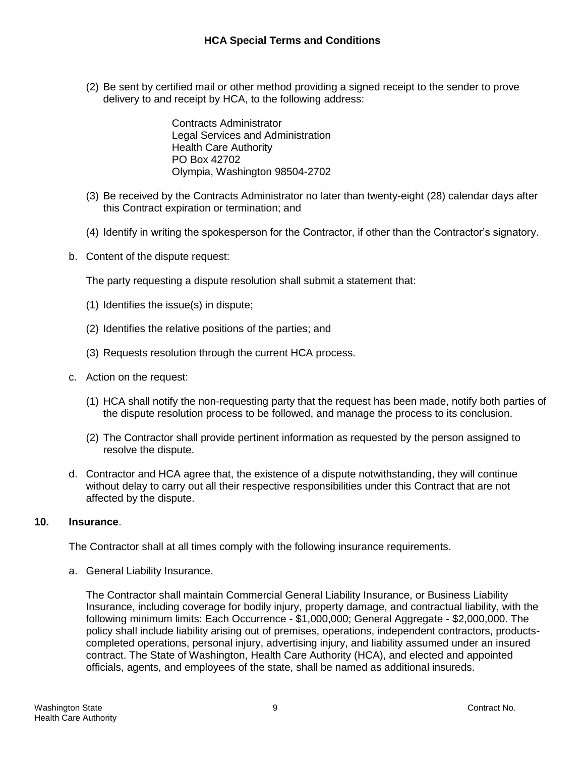(2) Be sent by certified mail or other method providing a signed receipt to the sender to prove delivery to and receipt by HCA, to the following address:

Contracts Administrator
Legal Services and Administration
Health Care Authority
PO Box 42702
Olympia, Washington 98504-2702

(3) Be received by the Contracts Administrator no later than twenty-eight (28) calendar days after this Contract expiration or termination; and

(4) Identify in writing the spokesperson for the Contractor, if other than the Contractor's signatory.

b. Content of the dispute request:

The party requesting a dispute resolution shall submit a statement that:

(1) Identifies the issue(s) in dispute;

(2) Identifies the relative positions of the parties; and

(3) Requests resolution through the current HCA process.

c. Action on the request:

(1) HCA shall notify the non-requesting party that the request has been made, notify both parties of the dispute resolution process to be followed, and manage the process to its conclusion.

(2) The Contractor shall provide pertinent information as requested by the person assigned to resolve the dispute.

d. Contractor and HCA agree that, the existence of a dispute notwithstanding, they will continue without delay to carry out all their respective responsibilities under this Contract that are not affected by the dispute.

**10. Insurance**.

The Contractor shall at all times comply with the following insurance requirements.

a. General Liability Insurance.

The Contractor shall maintain Commercial General Liability Insurance, or Business Liability Insurance, including coverage for bodily injury, property damage, and contractual liability, with the following minimum limits: Each Occurrence - $1,000,000; General Aggregate - $2,000,000. The policy shall include liability arising out of premises, operations, independent contractors, products-completed operations, personal injury, advertising injury, and liability assumed under an insured contract. The State of Washington, Health Care Authority (HCA), and elected and appointed officials, agents, and employees of the state, shall be named as additional insureds.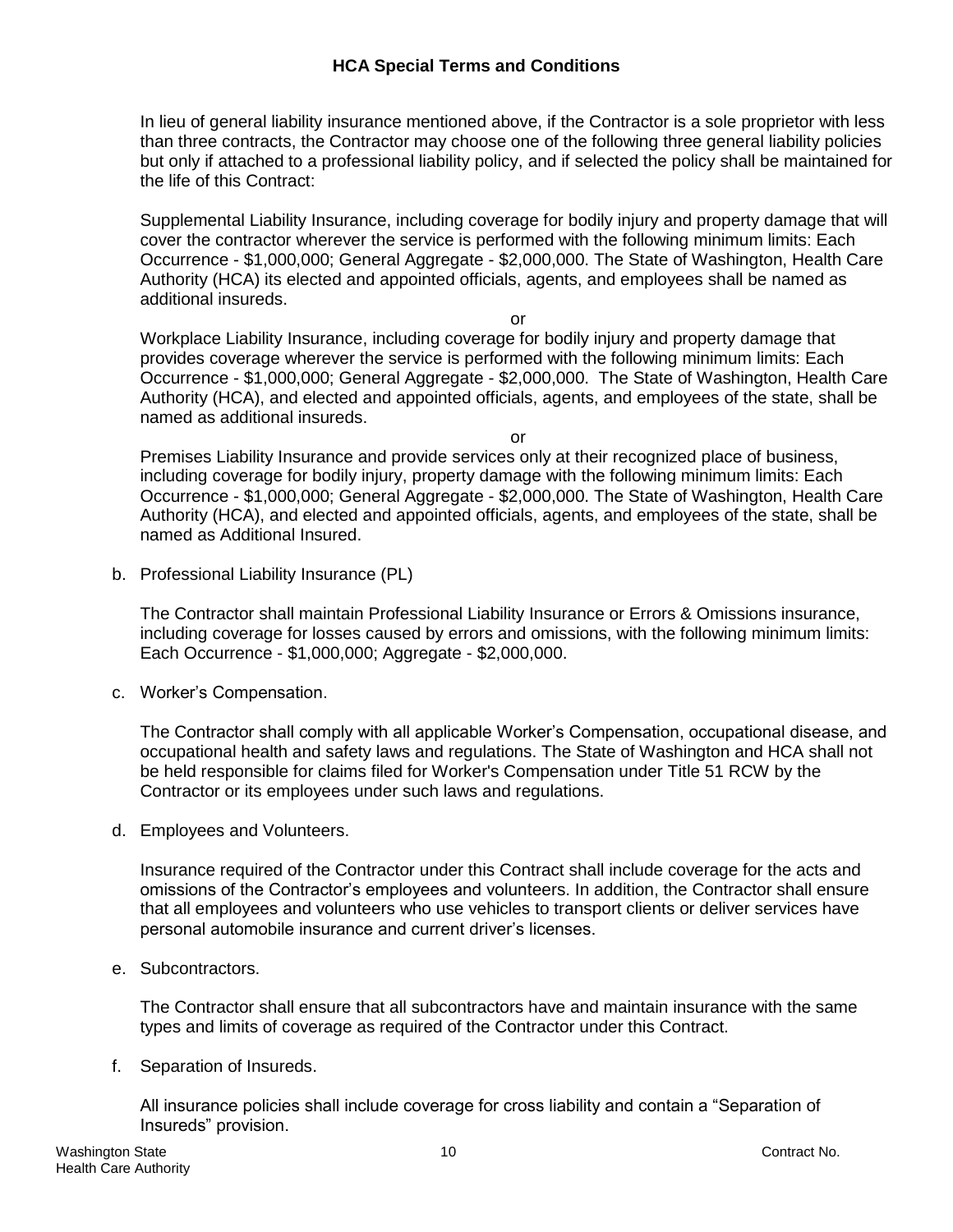In lieu of general liability insurance mentioned above, if the Contractor is a sole proprietor with less than three contracts, the Contractor may choose one of the following three general liability policies but only if attached to a professional liability policy, and if selected the policy shall be maintained for the life of this Contract:

Supplemental Liability Insurance, including coverage for bodily injury and property damage that will cover the contractor wherever the service is performed with the following minimum limits: Each Occurrence - $1,000,000; General Aggregate - $2,000,000. The State of Washington, Health Care Authority (HCA) its elected and appointed officials, agents, and employees shall be named as additional insureds.

or

Workplace Liability Insurance, including coverage for bodily injury and property damage that provides coverage wherever the service is performed with the following minimum limits: Each Occurrence - $1,000,000; General Aggregate - $2,000,000. The State of Washington, Health Care Authority (HCA), and elected and appointed officials, agents, and employees of the state, shall be named as additional insureds.

or

Premises Liability Insurance and provide services only at their recognized place of business, including coverage for bodily injury, property damage with the following minimum limits: Each Occurrence - $1,000,000; General Aggregate - $2,000,000. The State of Washington, Health Care Authority (HCA), and elected and appointed officials, agents, and employees of the state, shall be named as Additional Insured.

b. Professional Liability Insurance (PL)

   The Contractor shall maintain Professional Liability Insurance or Errors & Omissions insurance, including coverage for losses caused by errors and omissions, with the following minimum limits: Each Occurrence - $1,000,000; Aggregate - $2,000,000.

c. Worker's Compensation.

   The Contractor shall comply with all applicable Worker's Compensation, occupational disease, and occupational health and safety laws and regulations. The State of Washington and HCA shall not be held responsible for claims filed for Worker's Compensation under Title 51 RCW by the Contractor or its employees under such laws and regulations.

d. Employees and Volunteers.

   Insurance required of the Contractor under this Contract shall include coverage for the acts and omissions of the Contractor's employees and volunteers. In addition, the Contractor shall ensure that all employees and volunteers who use vehicles to transport clients or deliver services have personal automobile insurance and current driver's licenses.

e. Subcontractors.

   The Contractor shall ensure that all subcontractors have and maintain insurance with the same types and limits of coverage as required of the Contractor under this Contract.

f. Separation of Insureds.

   All insurance policies shall include coverage for cross liability and contain a "Separation of Insureds" provision.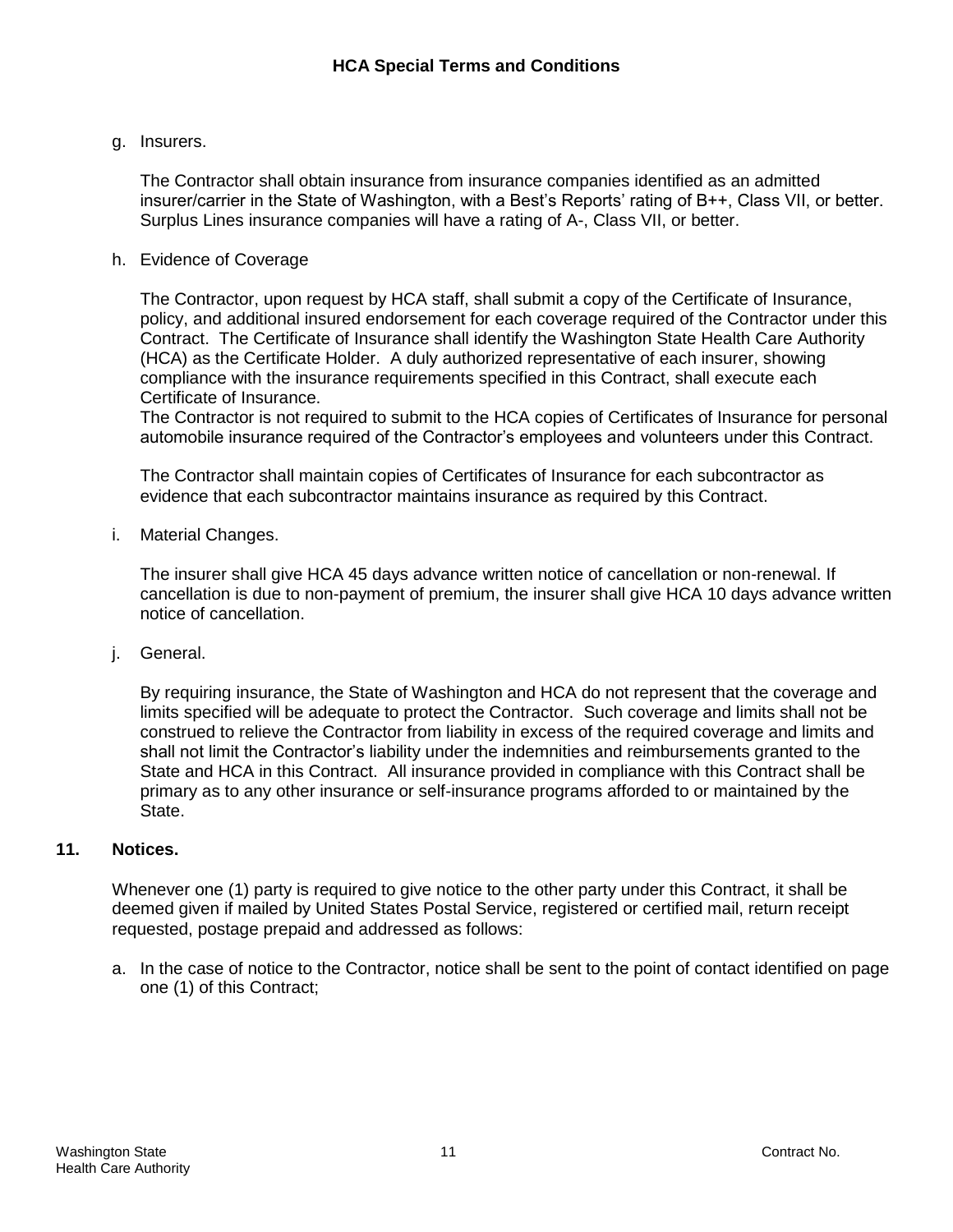g. Insurers.

   The Contractor shall obtain insurance from insurance companies identified as an admitted insurer/carrier in the State of Washington, with a Best's Reports' rating of B++, Class VII, or better. Surplus Lines insurance companies will have a rating of A-, Class VII, or better.

h. Evidence of Coverage

   The Contractor, upon request by HCA staff, shall submit a copy of the Certificate of Insurance, policy, and additional insured endorsement for each coverage required of the Contractor under this Contract. The Certificate of Insurance shall identify the Washington State Health Care Authority (HCA) as the Certificate Holder. A duly authorized representative of each insurer, showing compliance with the insurance requirements specified in this Contract, shall execute each Certificate of Insurance.
   The Contractor is not required to submit to the HCA copies of Certificates of Insurance for personal automobile insurance required of the Contractor's employees and volunteers under this Contract.

   The Contractor shall maintain copies of Certificates of Insurance for each subcontractor as evidence that each subcontractor maintains insurance as required by this Contract.

i. Material Changes.

   The insurer shall give HCA 45 days advance written notice of cancellation or non-renewal. If cancellation is due to non-payment of premium, the insurer shall give HCA 10 days advance written notice of cancellation.

j. General.

   By requiring insurance, the State of Washington and HCA do not represent that the coverage and limits specified will be adequate to protect the Contractor. Such coverage and limits shall not be construed to relieve the Contractor from liability in excess of the required coverage and limits and shall not limit the Contractor's liability under the indemnities and reimbursements granted to the State and HCA in this Contract. All insurance provided in compliance with this Contract shall be primary as to any other insurance or self-insurance programs afforded to or maintained by the State.

**11. Notices.**

Whenever one (1) party is required to give notice to the other party under this Contract, it shall be deemed given if mailed by United States Postal Service, registered or certified mail, return receipt requested, postage prepaid and addressed as follows:

a. In the case of notice to the Contractor, notice shall be sent to the point of contact identified on page one (1) of this Contract;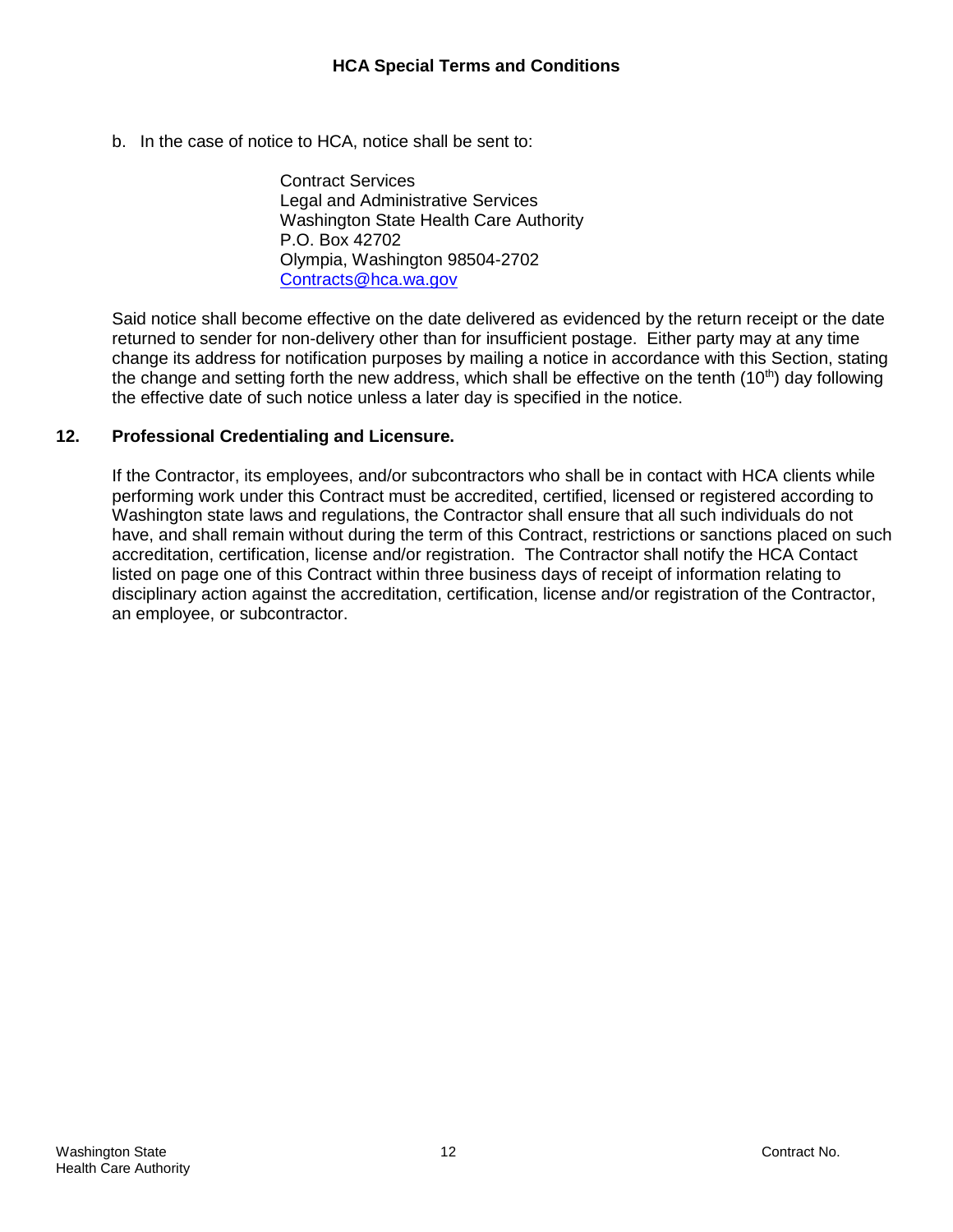b. In the case of notice to HCA, notice shall be sent to:

Contract Services
Legal and Administrative Services
Washington State Health Care Authority
P.O. Box 42702
Olympia, Washington 98504-2702
Contracts@hca.wa.gov

Said notice shall become effective on the date delivered as evidenced by the return receipt or the date returned to sender for non-delivery other than for insufficient postage. Either party may at any time change its address for notification purposes by mailing a notice in accordance with this Section, stating the change and setting forth the new address, which shall be effective on the tenth (10th) day following the effective date of such notice unless a later day is specified in the notice.

**12. Professional Credentialing and Licensure.**

If the Contractor, its employees, and/or subcontractors who shall be in contact with HCA clients while performing work under this Contract must be accredited, certified, licensed or registered according to Washington state laws and regulations, the Contractor shall ensure that all such individuals do not have, and shall remain without during the term of this Contract, restrictions or sanctions placed on such accreditation, certification, license and/or registration. The Contractor shall notify the HCA Contact listed on page one of this Contract within three business days of receipt of information relating to disciplinary action against the accreditation, certification, license and/or registration of the Contractor, an employee, or subcontractor.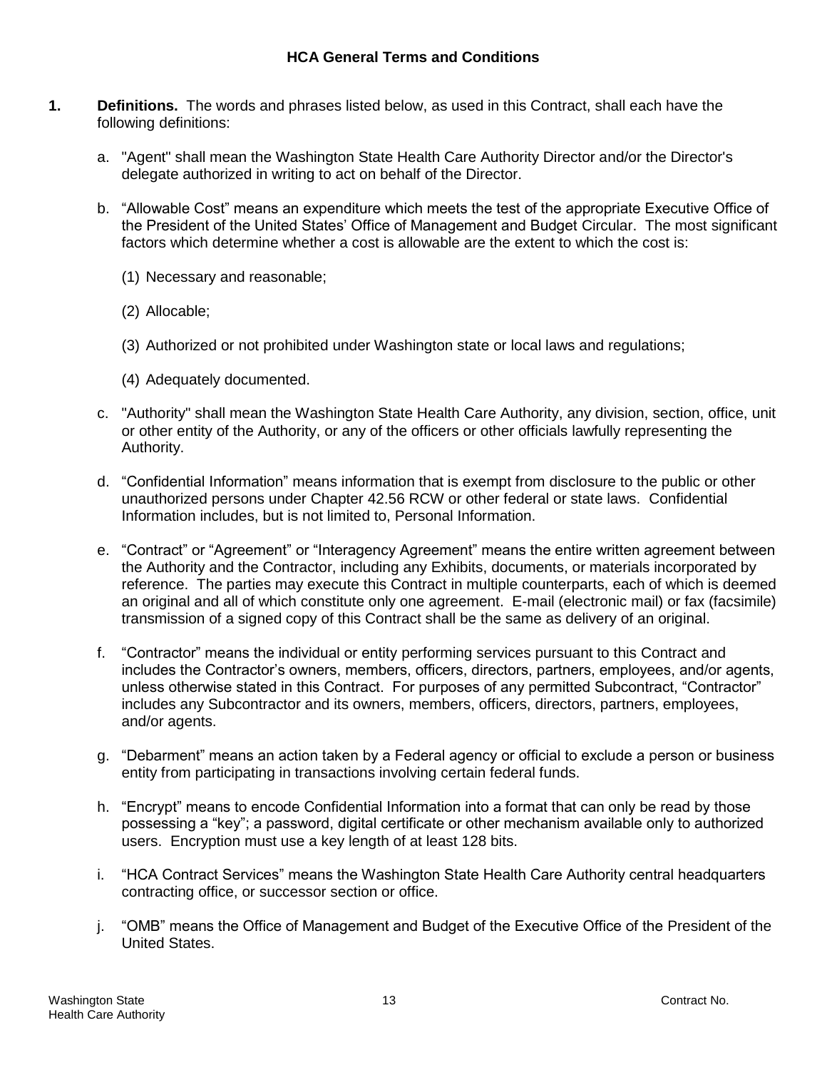## HCA General Terms and Conditions

**1. Definitions.** The words and phrases listed below, as used in this Contract, shall each have the following definitions:

a. "Agent" shall mean the Washington State Health Care Authority Director and/or the Director's delegate authorized in writing to act on behalf of the Director.

b. "Allowable Cost" means an expenditure which meets the test of the appropriate Executive Office of the President of the United States' Office of Management and Budget Circular. The most significant factors which determine whether a cost is allowable are the extent to which the cost is:

   (1) Necessary and reasonable;

   (2) Allocable;

   (3) Authorized or not prohibited under Washington state or local laws and regulations;

   (4) Adequately documented.

c. "Authority" shall mean the Washington State Health Care Authority, any division, section, office, unit or other entity of the Authority, or any of the officers or other officials lawfully representing the Authority.

d. "Confidential Information" means information that is exempt from disclosure to the public or other unauthorized persons under Chapter 42.56 RCW or other federal or state laws. Confidential Information includes, but is not limited to, Personal Information.

e. "Contract" or "Agreement" or "Interagency Agreement" means the entire written agreement between the Authority and the Contractor, including any Exhibits, documents, or materials incorporated by reference. The parties may execute this Contract in multiple counterparts, each of which is deemed an original and all of which constitute only one agreement. E-mail (electronic mail) or fax (facsimile) transmission of a signed copy of this Contract shall be the same as delivery of an original.

f. "Contractor" means the individual or entity performing services pursuant to this Contract and includes the Contractor's owners, members, officers, directors, partners, employees, and/or agents, unless otherwise stated in this Contract. For purposes of any permitted Subcontract, "Contractor" includes any Subcontractor and its owners, members, officers, directors, partners, employees, and/or agents.

g. "Debarment" means an action taken by a Federal agency or official to exclude a person or business entity from participating in transactions involving certain federal funds.

h. "Encrypt" means to encode Confidential Information into a format that can only be read by those possessing a "key"; a password, digital certificate or other mechanism available only to authorized users. Encryption must use a key length of at least 128 bits.

i. "HCA Contract Services" means the Washington State Health Care Authority central headquarters contracting office, or successor section or office.

j. "OMB" means the Office of Management and Budget of the Executive Office of the President of the United States.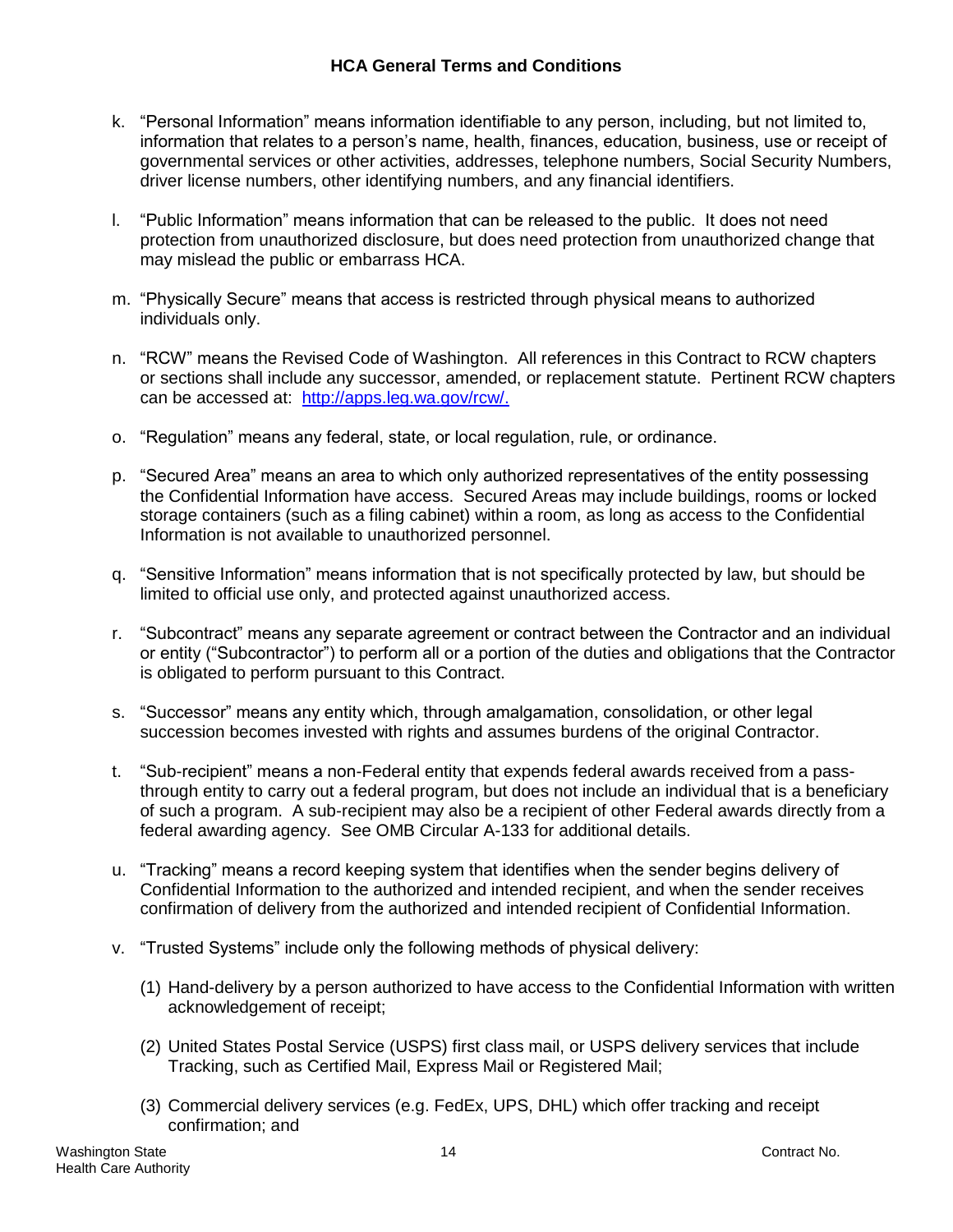k. "Personal Information" means information identifiable to any person, including, but not limited to, information that relates to a person's name, health, finances, education, business, use or receipt of governmental services or other activities, addresses, telephone numbers, Social Security Numbers, driver license numbers, other identifying numbers, and any financial identifiers.

l. "Public Information" means information that can be released to the public. It does not need protection from unauthorized disclosure, but does need protection from unauthorized change that may mislead the public or embarrass HCA.

m. "Physically Secure" means that access is restricted through physical means to authorized individuals only.

n. "RCW" means the Revised Code of Washington. All references in this Contract to RCW chapters or sections shall include any successor, amended, or replacement statute. Pertinent RCW chapters can be accessed at: [http://apps.leg.wa.gov/rcw/.](http://apps.leg.wa.gov/rcw/)

o. "Regulation" means any federal, state, or local regulation, rule, or ordinance.

p. "Secured Area" means an area to which only authorized representatives of the entity possessing the Confidential Information have access. Secured Areas may include buildings, rooms or locked storage containers (such as a filing cabinet) within a room, as long as access to the Confidential Information is not available to unauthorized personnel.

q. "Sensitive Information" means information that is not specifically protected by law, but should be limited to official use only, and protected against unauthorized access.

r. "Subcontract" means any separate agreement or contract between the Contractor and an individual or entity ("Subcontractor") to perform all or a portion of the duties and obligations that the Contractor is obligated to perform pursuant to this Contract.

s. "Successor" means any entity which, through amalgamation, consolidation, or other legal succession becomes invested with rights and assumes burdens of the original Contractor.

t. "Sub-recipient" means a non-Federal entity that expends federal awards received from a pass-through entity to carry out a federal program, but does not include an individual that is a beneficiary of such a program. A sub-recipient may also be a recipient of other Federal awards directly from a federal awarding agency. See OMB Circular A-133 for additional details.

u. "Tracking" means a record keeping system that identifies when the sender begins delivery of Confidential Information to the authorized and intended recipient, and when the sender receives confirmation of delivery from the authorized and intended recipient of Confidential Information.

v. "Trusted Systems" include only the following methods of physical delivery:

   (1) Hand-delivery by a person authorized to have access to the Confidential Information with written acknowledgement of receipt;

   (2) United States Postal Service (USPS) first class mail, or USPS delivery services that include Tracking, such as Certified Mail, Express Mail or Registered Mail;

   (3) Commercial delivery services (e.g. FedEx, UPS, DHL) which offer tracking and receipt confirmation; and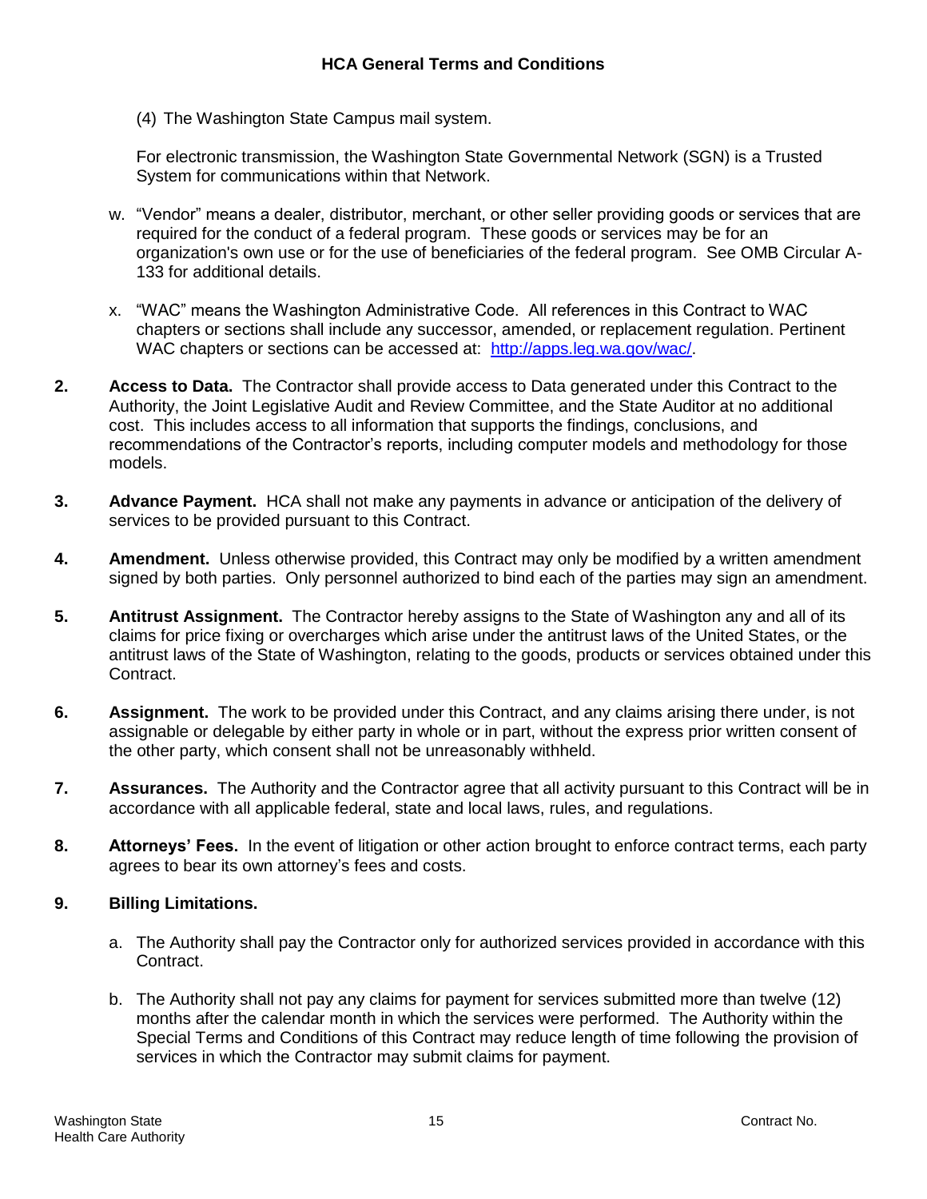(4) The Washington State Campus mail system.

For electronic transmission, the Washington State Governmental Network (SGN) is a Trusted System for communications within that Network.

w. "Vendor" means a dealer, distributor, merchant, or other seller providing goods or services that are required for the conduct of a federal program. These goods or services may be for an organization's own use or for the use of beneficiaries of the federal program. See OMB Circular A-133 for additional details.

x. "WAC" means the Washington Administrative Code. All references in this Contract to WAC chapters or sections shall include any successor, amended, or replacement regulation. Pertinent WAC chapters or sections can be accessed at: [http://apps.leg.wa.gov/wac/](http://apps.leg.wa.gov/wac/).

**2. Access to Data.** The Contractor shall provide access to Data generated under this Contract to the Authority, the Joint Legislative Audit and Review Committee, and the State Auditor at no additional cost. This includes access to all information that supports the findings, conclusions, and recommendations of the Contractor's reports, including computer models and methodology for those models.

**3. Advance Payment.** HCA shall not make any payments in advance or anticipation of the delivery of services to be provided pursuant to this Contract.

**4. Amendment.** Unless otherwise provided, this Contract may only be modified by a written amendment signed by both parties. Only personnel authorized to bind each of the parties may sign an amendment.

**5. Antitrust Assignment.** The Contractor hereby assigns to the State of Washington any and all of its claims for price fixing or overcharges which arise under the antitrust laws of the United States, or the antitrust laws of the State of Washington, relating to the goods, products or services obtained under this Contract.

**6. Assignment.** The work to be provided under this Contract, and any claims arising there under, is not assignable or delegable by either party in whole or in part, without the express prior written consent of the other party, which consent shall not be unreasonably withheld.

**7. Assurances.** The Authority and the Contractor agree that all activity pursuant to this Contract will be in accordance with all applicable federal, state and local laws, rules, and regulations.

**8. Attorneys' Fees.** In the event of litigation or other action brought to enforce contract terms, each party agrees to bear its own attorney's fees and costs.

**9. Billing Limitations.**

a. The Authority shall pay the Contractor only for authorized services provided in accordance with this Contract.

b. The Authority shall not pay any claims for payment for services submitted more than twelve (12) months after the calendar month in which the services were performed. The Authority within the Special Terms and Conditions of this Contract may reduce length of time following the provision of services in which the Contractor may submit claims for payment.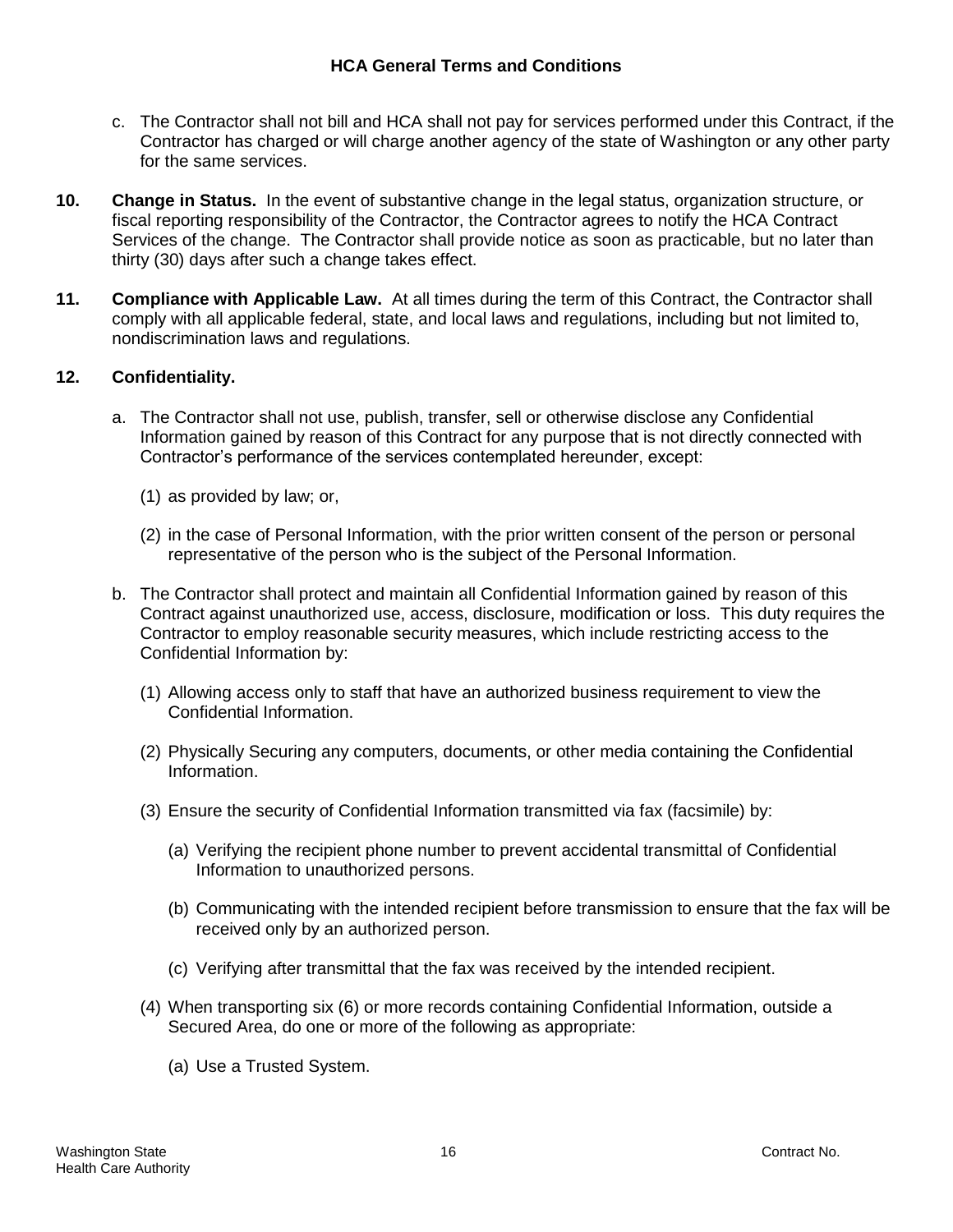c. The Contractor shall not bill and HCA shall not pay for services performed under this Contract, if the Contractor has charged or will charge another agency of the state of Washington or any other party for the same services.

**10. Change in Status.** In the event of substantive change in the legal status, organization structure, or fiscal reporting responsibility of the Contractor, the Contractor agrees to notify the HCA Contract Services of the change. The Contractor shall provide notice as soon as practicable, but no later than thirty (30) days after such a change takes effect.

**11. Compliance with Applicable Law.** At all times during the term of this Contract, the Contractor shall comply with all applicable federal, state, and local laws and regulations, including but not limited to, nondiscrimination laws and regulations.

**12. Confidentiality.**

a. The Contractor shall not use, publish, transfer, sell or otherwise disclose any Confidential Information gained by reason of this Contract for any purpose that is not directly connected with Contractor's performance of the services contemplated hereunder, except:

   (1) as provided by law; or,

   (2) in the case of Personal Information, with the prior written consent of the person or personal representative of the person who is the subject of the Personal Information.

b. The Contractor shall protect and maintain all Confidential Information gained by reason of this Contract against unauthorized use, access, disclosure, modification or loss. This duty requires the Contractor to employ reasonable security measures, which include restricting access to the Confidential Information by:

   (1) Allowing access only to staff that have an authorized business requirement to view the Confidential Information.

   (2) Physically Securing any computers, documents, or other media containing the Confidential Information.

   (3) Ensure the security of Confidential Information transmitted via fax (facsimile) by:

      (a) Verifying the recipient phone number to prevent accidental transmittal of Confidential Information to unauthorized persons.

      (b) Communicating with the intended recipient before transmission to ensure that the fax will be received only by an authorized person.

      (c) Verifying after transmittal that the fax was received by the intended recipient.

   (4) When transporting six (6) or more records containing Confidential Information, outside a Secured Area, do one or more of the following as appropriate:

      (a) Use a Trusted System.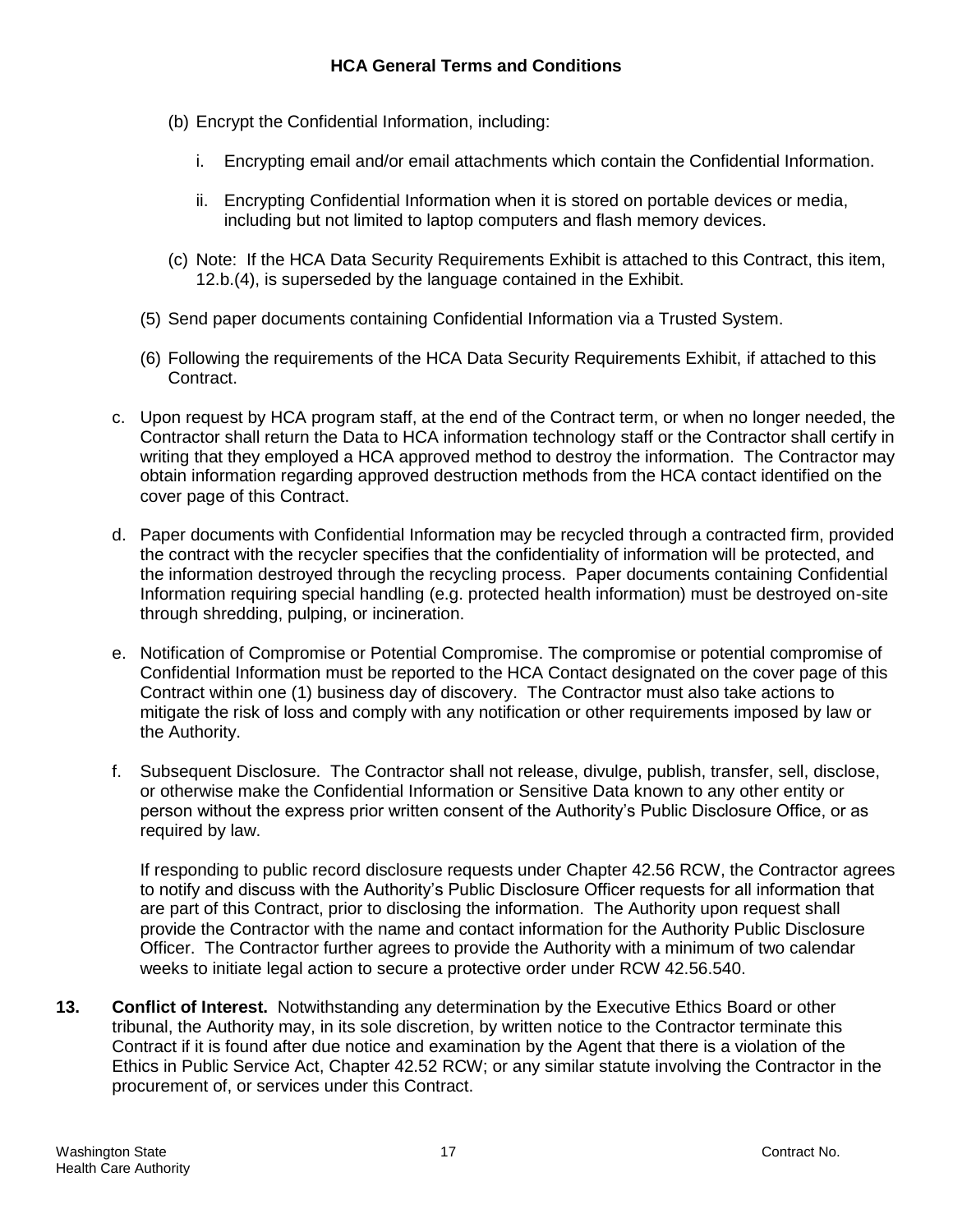(b) Encrypt the Confidential Information, including:

i. Encrypting email and/or email attachments which contain the Confidential Information.

ii. Encrypting Confidential Information when it is stored on portable devices or media, including but not limited to laptop computers and flash memory devices.

(c) Note: If the HCA Data Security Requirements Exhibit is attached to this Contract, this item, 12.b.(4), is superseded by the language contained in the Exhibit.

(5) Send paper documents containing Confidential Information via a Trusted System.

(6) Following the requirements of the HCA Data Security Requirements Exhibit, if attached to this Contract.

c. Upon request by HCA program staff, at the end of the Contract term, or when no longer needed, the Contractor shall return the Data to HCA information technology staff or the Contractor shall certify in writing that they employed a HCA approved method to destroy the information. The Contractor may obtain information regarding approved destruction methods from the HCA contact identified on the cover page of this Contract.

d. Paper documents with Confidential Information may be recycled through a contracted firm, provided the contract with the recycler specifies that the confidentiality of information will be protected, and the information destroyed through the recycling process. Paper documents containing Confidential Information requiring special handling (e.g. protected health information) must be destroyed on-site through shredding, pulping, or incineration.

e. Notification of Compromise or Potential Compromise. The compromise or potential compromise of Confidential Information must be reported to the HCA Contact designated on the cover page of this Contract within one (1) business day of discovery. The Contractor must also take actions to mitigate the risk of loss and comply with any notification or other requirements imposed by law or the Authority.

f. Subsequent Disclosure. The Contractor shall not release, divulge, publish, transfer, sell, disclose, or otherwise make the Confidential Information or Sensitive Data known to any other entity or person without the express prior written consent of the Authority's Public Disclosure Office, or as required by law.

   If responding to public record disclosure requests under Chapter 42.56 RCW, the Contractor agrees to notify and discuss with the Authority's Public Disclosure Officer requests for all information that are part of this Contract, prior to disclosing the information. The Authority upon request shall provide the Contractor with the name and contact information for the Authority Public Disclosure Officer. The Contractor further agrees to provide the Authority with a minimum of two calendar weeks to initiate legal action to secure a protective order under RCW 42.56.540.

**13. Conflict of Interest.** Notwithstanding any determination by the Executive Ethics Board or other tribunal, the Authority may, in its sole discretion, by written notice to the Contractor terminate this Contract if it is found after due notice and examination by the Agent that there is a violation of the Ethics in Public Service Act, Chapter 42.52 RCW; or any similar statute involving the Contractor in the procurement of, or services under this Contract.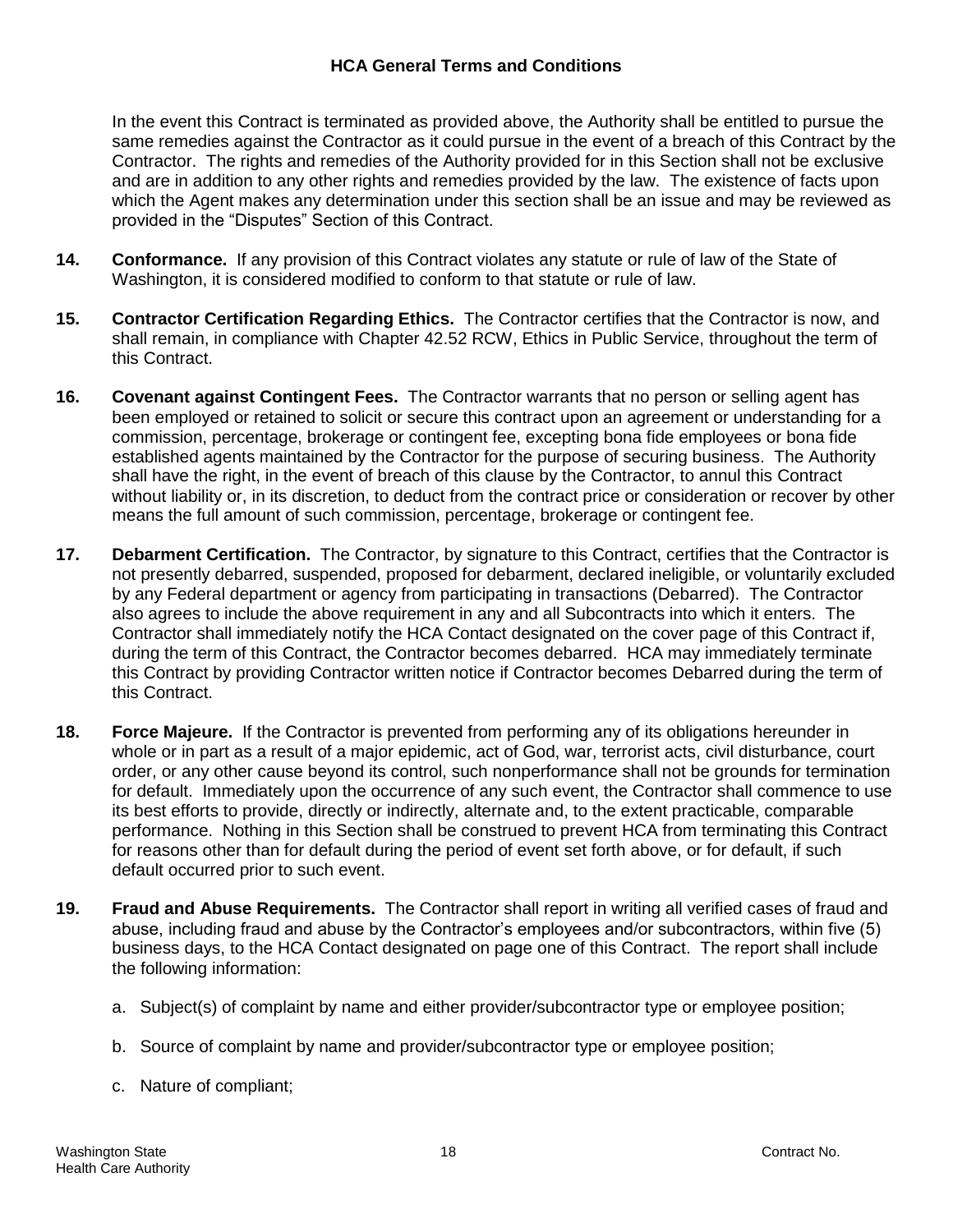In the event this Contract is terminated as provided above, the Authority shall be entitled to pursue the same remedies against the Contractor as it could pursue in the event of a breach of this Contract by the Contractor. The rights and remedies of the Authority provided for in this Section shall not be exclusive and are in addition to any other rights and remedies provided by the law. The existence of facts upon which the Agent makes any determination under this section shall be an issue and may be reviewed as provided in the "Disputes" Section of this Contract.

**14. Conformance.** If any provision of this Contract violates any statute or rule of law of the State of Washington, it is considered modified to conform to that statute or rule of law.

**15. Contractor Certification Regarding Ethics.** The Contractor certifies that the Contractor is now, and shall remain, in compliance with Chapter 42.52 RCW, Ethics in Public Service, throughout the term of this Contract.

**16. Covenant against Contingent Fees.** The Contractor warrants that no person or selling agent has been employed or retained to solicit or secure this contract upon an agreement or understanding for a commission, percentage, brokerage or contingent fee, excepting bona fide employees or bona fide established agents maintained by the Contractor for the purpose of securing business. The Authority shall have the right, in the event of breach of this clause by the Contractor, to annul this Contract without liability or, in its discretion, to deduct from the contract price or consideration or recover by other means the full amount of such commission, percentage, brokerage or contingent fee.

**17. Debarment Certification.** The Contractor, by signature to this Contract, certifies that the Contractor is not presently debarred, suspended, proposed for debarment, declared ineligible, or voluntarily excluded by any Federal department or agency from participating in transactions (Debarred). The Contractor also agrees to include the above requirement in any and all Subcontracts into which it enters. The Contractor shall immediately notify the HCA Contact designated on the cover page of this Contract if, during the term of this Contract, the Contractor becomes debarred. HCA may immediately terminate this Contract by providing Contractor written notice if Contractor becomes Debarred during the term of this Contract.

**18. Force Majeure.** If the Contractor is prevented from performing any of its obligations hereunder in whole or in part as a result of a major epidemic, act of God, war, terrorist acts, civil disturbance, court order, or any other cause beyond its control, such nonperformance shall not be grounds for termination for default. Immediately upon the occurrence of any such event, the Contractor shall commence to use its best efforts to provide, directly or indirectly, alternate and, to the extent practicable, comparable performance. Nothing in this Section shall be construed to prevent HCA from terminating this Contract for reasons other than for default during the period of event set forth above, or for default, if such default occurred prior to such event.

**19. Fraud and Abuse Requirements.** The Contractor shall report in writing all verified cases of fraud and abuse, including fraud and abuse by the Contractor's employees and/or subcontractors, within five (5) business days, to the HCA Contact designated on page one of this Contract. The report shall include the following information:

a. Subject(s) of complaint by name and either provider/subcontractor type or employee position;

b. Source of complaint by name and provider/subcontractor type or employee position;

c. Nature of compliant;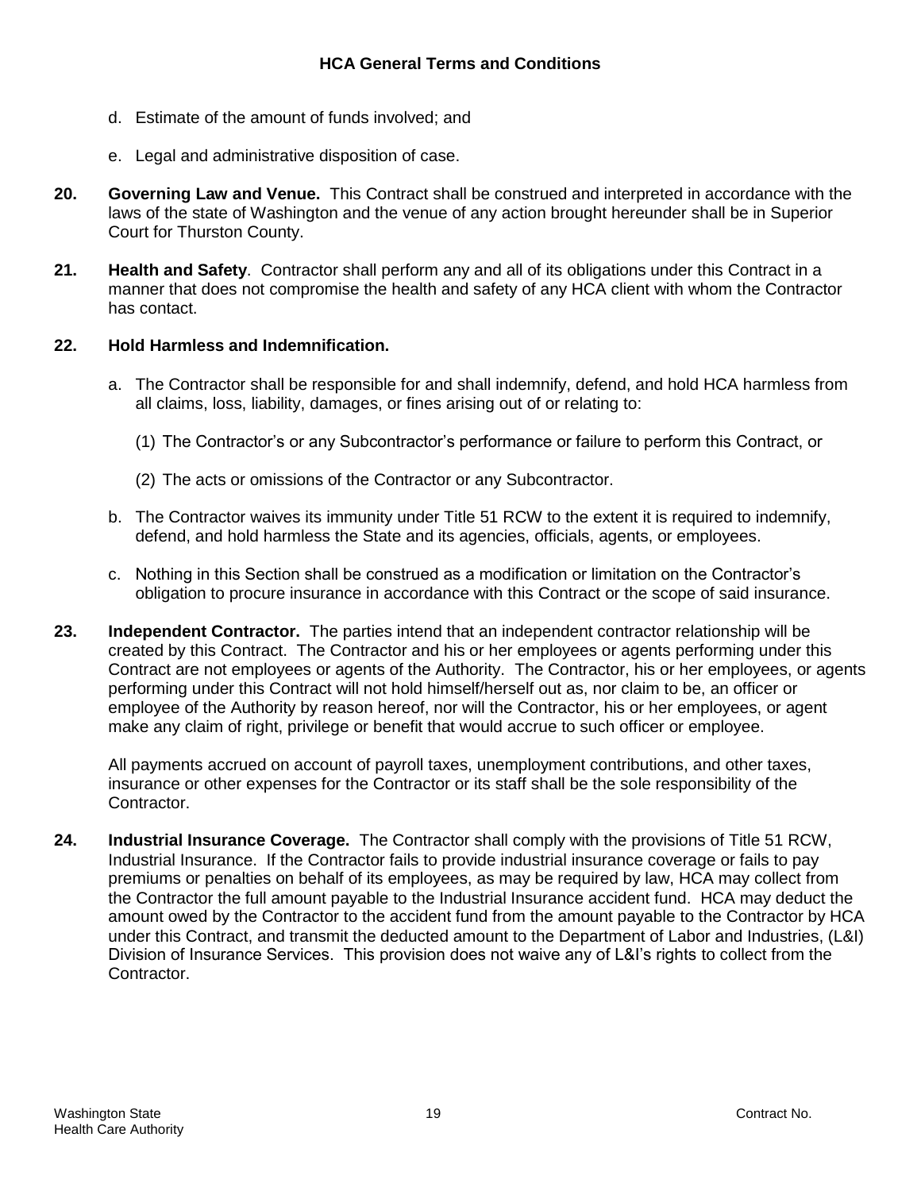d. Estimate of the amount of funds involved; and

e. Legal and administrative disposition of case.

**20. Governing Law and Venue.** This Contract shall be construed and interpreted in accordance with the laws of the state of Washington and the venue of any action brought hereunder shall be in Superior Court for Thurston County.

**21. Health and Safety**. Contractor shall perform any and all of its obligations under this Contract in a manner that does not compromise the health and safety of any HCA client with whom the Contractor has contact.

**22. Hold Harmless and Indemnification.**

a. The Contractor shall be responsible for and shall indemnify, defend, and hold HCA harmless from all claims, loss, liability, damages, or fines arising out of or relating to:

(1) The Contractor's or any Subcontractor's performance or failure to perform this Contract, or

(2) The acts or omissions of the Contractor or any Subcontractor.

b. The Contractor waives its immunity under Title 51 RCW to the extent it is required to indemnify, defend, and hold harmless the State and its agencies, officials, agents, or employees.

c. Nothing in this Section shall be construed as a modification or limitation on the Contractor's obligation to procure insurance in accordance with this Contract or the scope of said insurance.

**23. Independent Contractor.** The parties intend that an independent contractor relationship will be created by this Contract. The Contractor and his or her employees or agents performing under this Contract are not employees or agents of the Authority. The Contractor, his or her employees, or agents performing under this Contract will not hold himself/herself out as, nor claim to be, an officer or employee of the Authority by reason hereof, nor will the Contractor, his or her employees, or agent make any claim of right, privilege or benefit that would accrue to such officer or employee.

All payments accrued on account of payroll taxes, unemployment contributions, and other taxes, insurance or other expenses for the Contractor or its staff shall be the sole responsibility of the Contractor.

**24. Industrial Insurance Coverage.** The Contractor shall comply with the provisions of Title 51 RCW, Industrial Insurance. If the Contractor fails to provide industrial insurance coverage or fails to pay premiums or penalties on behalf of its employees, as may be required by law, HCA may collect from the Contractor the full amount payable to the Industrial Insurance accident fund. HCA may deduct the amount owed by the Contractor to the accident fund from the amount payable to the Contractor by HCA under this Contract, and transmit the deducted amount to the Department of Labor and Industries, (L&I) Division of Insurance Services. This provision does not waive any of L&I's rights to collect from the Contractor.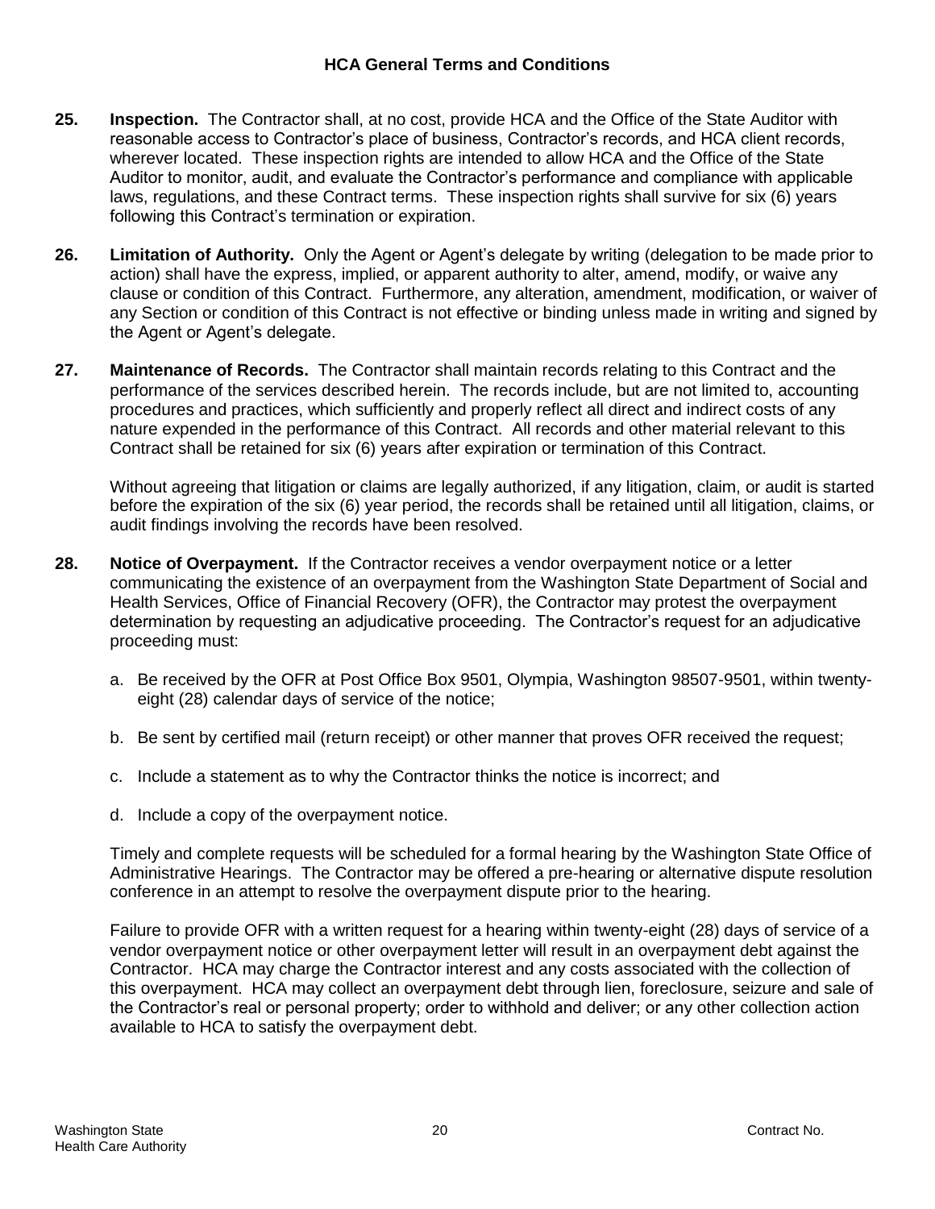**25. Inspection.** The Contractor shall, at no cost, provide HCA and the Office of the State Auditor with reasonable access to Contractor's place of business, Contractor's records, and HCA client records, wherever located. These inspection rights are intended to allow HCA and the Office of the State Auditor to monitor, audit, and evaluate the Contractor's performance and compliance with applicable laws, regulations, and these Contract terms. These inspection rights shall survive for six (6) years following this Contract's termination or expiration.

**26. Limitation of Authority.** Only the Agent or Agent's delegate by writing (delegation to be made prior to action) shall have the express, implied, or apparent authority to alter, amend, modify, or waive any clause or condition of this Contract. Furthermore, any alteration, amendment, modification, or waiver of any Section or condition of this Contract is not effective or binding unless made in writing and signed by the Agent or Agent's delegate.

**27. Maintenance of Records.** The Contractor shall maintain records relating to this Contract and the performance of the services described herein. The records include, but are not limited to, accounting procedures and practices, which sufficiently and properly reflect all direct and indirect costs of any nature expended in the performance of this Contract. All records and other material relevant to this Contract shall be retained for six (6) years after expiration or termination of this Contract.

Without agreeing that litigation or claims are legally authorized, if any litigation, claim, or audit is started before the expiration of the six (6) year period, the records shall be retained until all litigation, claims, or audit findings involving the records have been resolved.

**28. Notice of Overpayment.** If the Contractor receives a vendor overpayment notice or a letter communicating the existence of an overpayment from the Washington State Department of Social and Health Services, Office of Financial Recovery (OFR), the Contractor may protest the overpayment determination by requesting an adjudicative proceeding. The Contractor's request for an adjudicative proceeding must:

a. Be received by the OFR at Post Office Box 9501, Olympia, Washington 98507-9501, within twenty-eight (28) calendar days of service of the notice;

b. Be sent by certified mail (return receipt) or other manner that proves OFR received the request;

c. Include a statement as to why the Contractor thinks the notice is incorrect; and

d. Include a copy of the overpayment notice.

Timely and complete requests will be scheduled for a formal hearing by the Washington State Office of Administrative Hearings. The Contractor may be offered a pre-hearing or alternative dispute resolution conference in an attempt to resolve the overpayment dispute prior to the hearing.

Failure to provide OFR with a written request for a hearing within twenty-eight (28) days of service of a vendor overpayment notice or other overpayment letter will result in an overpayment debt against the Contractor. HCA may charge the Contractor interest and any costs associated with the collection of this overpayment. HCA may collect an overpayment debt through lien, foreclosure, seizure and sale of the Contractor's real or personal property; order to withhold and deliver; or any other collection action available to HCA to satisfy the overpayment debt.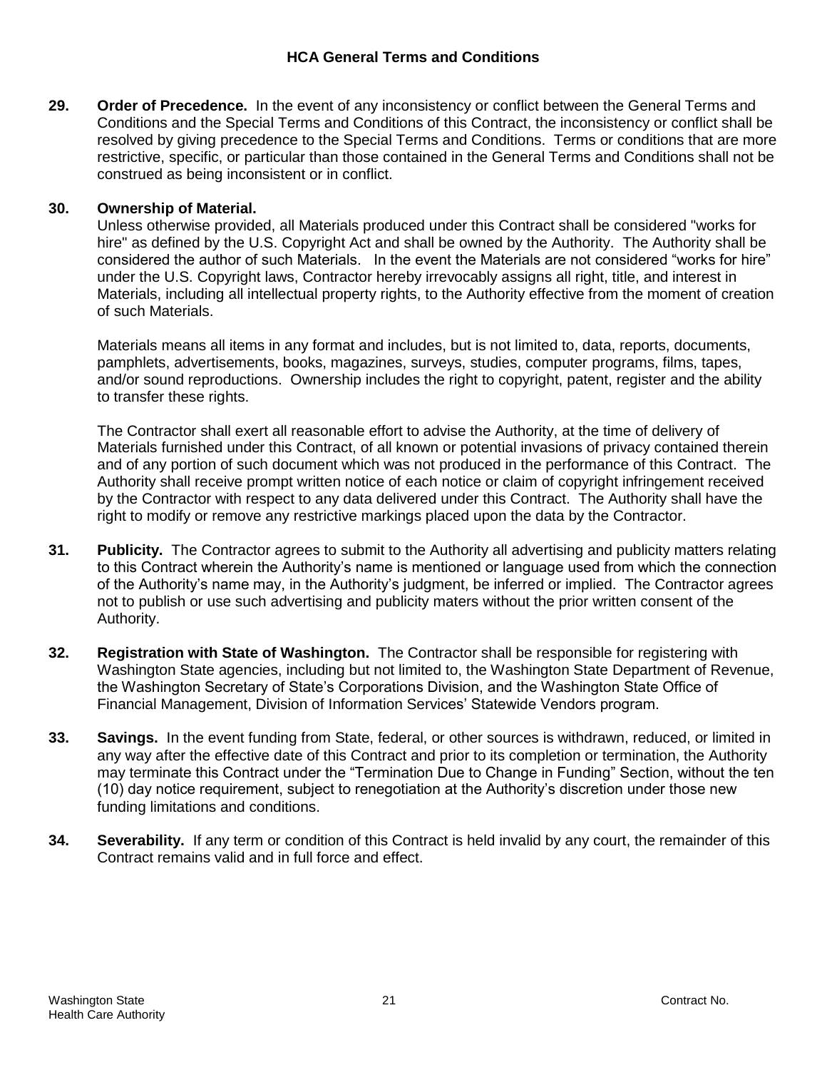## HCA General Terms and Conditions

**29. Order of Precedence.** In the event of any inconsistency or conflict between the General Terms and Conditions and the Special Terms and Conditions of this Contract, the inconsistency or conflict shall be resolved by giving precedence to the Special Terms and Conditions. Terms or conditions that are more restrictive, specific, or particular than those contained in the General Terms and Conditions shall not be construed as being inconsistent or in conflict.

**30. Ownership of Material.**

Unless otherwise provided, all Materials produced under this Contract shall be considered "works for hire" as defined by the U.S. Copyright Act and shall be owned by the Authority. The Authority shall be considered the author of such Materials. In the event the Materials are not considered "works for hire" under the U.S. Copyright laws, Contractor hereby irrevocably assigns all right, title, and interest in Materials, including all intellectual property rights, to the Authority effective from the moment of creation of such Materials.

Materials means all items in any format and includes, but is not limited to, data, reports, documents, pamphlets, advertisements, books, magazines, surveys, studies, computer programs, films, tapes, and/or sound reproductions. Ownership includes the right to copyright, patent, register and the ability to transfer these rights.

The Contractor shall exert all reasonable effort to advise the Authority, at the time of delivery of Materials furnished under this Contract, of all known or potential invasions of privacy contained therein and of any portion of such document which was not produced in the performance of this Contract. The Authority shall receive prompt written notice of each notice or claim of copyright infringement received by the Contractor with respect to any data delivered under this Contract. The Authority shall have the right to modify or remove any restrictive markings placed upon the data by the Contractor.

**31. Publicity.** The Contractor agrees to submit to the Authority all advertising and publicity matters relating to this Contract wherein the Authority's name is mentioned or language used from which the connection of the Authority's name may, in the Authority's judgment, be inferred or implied. The Contractor agrees not to publish or use such advertising and publicity maters without the prior written consent of the Authority.

**32. Registration with State of Washington.** The Contractor shall be responsible for registering with Washington State agencies, including but not limited to, the Washington State Department of Revenue, the Washington Secretary of State's Corporations Division, and the Washington State Office of Financial Management, Division of Information Services' Statewide Vendors program.

**33. Savings.** In the event funding from State, federal, or other sources is withdrawn, reduced, or limited in any way after the effective date of this Contract and prior to its completion or termination, the Authority may terminate this Contract under the "Termination Due to Change in Funding" Section, without the ten (10) day notice requirement, subject to renegotiation at the Authority's discretion under those new funding limitations and conditions.

**34. Severability.** If any term or condition of this Contract is held invalid by any court, the remainder of this Contract remains valid and in full force and effect.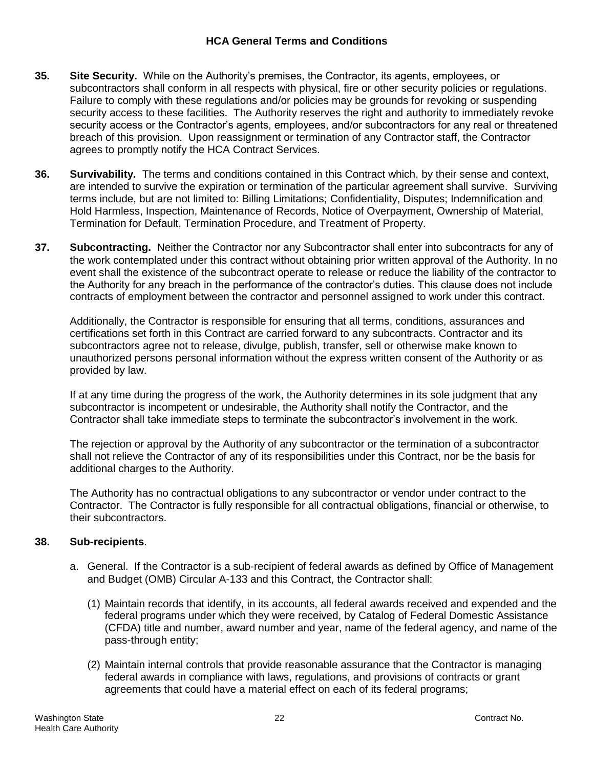**35. Site Security.** While on the Authority's premises, the Contractor, its agents, employees, or subcontractors shall conform in all respects with physical, fire or other security policies or regulations. Failure to comply with these regulations and/or policies may be grounds for revoking or suspending security access to these facilities. The Authority reserves the right and authority to immediately revoke security access or the Contractor's agents, employees, and/or subcontractors for any real or threatened breach of this provision. Upon reassignment or termination of any Contractor staff, the Contractor agrees to promptly notify the HCA Contract Services.

**36. Survivability.** The terms and conditions contained in this Contract which, by their sense and context, are intended to survive the expiration or termination of the particular agreement shall survive. Surviving terms include, but are not limited to: Billing Limitations; Confidentiality, Disputes; Indemnification and Hold Harmless, Inspection, Maintenance of Records, Notice of Overpayment, Ownership of Material, Termination for Default, Termination Procedure, and Treatment of Property.

**37. Subcontracting.** Neither the Contractor nor any Subcontractor shall enter into subcontracts for any of the work contemplated under this contract without obtaining prior written approval of the Authority. In no event shall the existence of the subcontract operate to release or reduce the liability of the contractor to the Authority for any breach in the performance of the contractor's duties. This clause does not include contracts of employment between the contractor and personnel assigned to work under this contract.

Additionally, the Contractor is responsible for ensuring that all terms, conditions, assurances and certifications set forth in this Contract are carried forward to any subcontracts. Contractor and its subcontractors agree not to release, divulge, publish, transfer, sell or otherwise make known to unauthorized persons personal information without the express written consent of the Authority or as provided by law.

If at any time during the progress of the work, the Authority determines in its sole judgment that any subcontractor is incompetent or undesirable, the Authority shall notify the Contractor, and the Contractor shall take immediate steps to terminate the subcontractor's involvement in the work.

The rejection or approval by the Authority of any subcontractor or the termination of a subcontractor shall not relieve the Contractor of any of its responsibilities under this Contract, nor be the basis for additional charges to the Authority.

The Authority has no contractual obligations to any subcontractor or vendor under contract to the Contractor. The Contractor is fully responsible for all contractual obligations, financial or otherwise, to their subcontractors.

**38. Sub-recipients**.

a. General. If the Contractor is a sub-recipient of federal awards as defined by Office of Management and Budget (OMB) Circular A-133 and this Contract, the Contractor shall:

(1) Maintain records that identify, in its accounts, all federal awards received and expended and the federal programs under which they were received, by Catalog of Federal Domestic Assistance (CFDA) title and number, award number and year, name of the federal agency, and name of the pass-through entity;

(2) Maintain internal controls that provide reasonable assurance that the Contractor is managing federal awards in compliance with laws, regulations, and provisions of contracts or grant agreements that could have a material effect on each of its federal programs;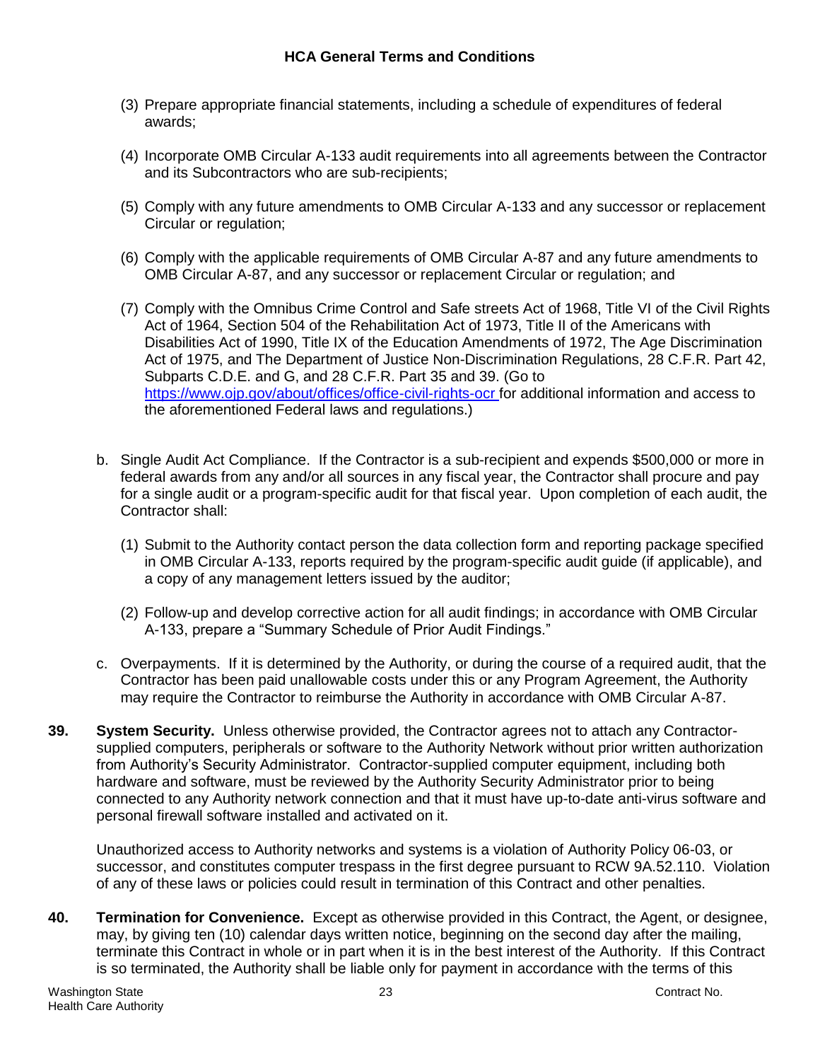(3) Prepare appropriate financial statements, including a schedule of expenditures of federal awards;

(4) Incorporate OMB Circular A-133 audit requirements into all agreements between the Contractor and its Subcontractors who are sub-recipients;

(5) Comply with any future amendments to OMB Circular A-133 and any successor or replacement Circular or regulation;

(6) Comply with the applicable requirements of OMB Circular A-87 and any future amendments to OMB Circular A-87, and any successor or replacement Circular or regulation; and

(7) Comply with the Omnibus Crime Control and Safe streets Act of 1968, Title VI of the Civil Rights Act of 1964, Section 504 of the Rehabilitation Act of 1973, Title II of the Americans with Disabilities Act of 1990, Title IX of the Education Amendments of 1972, The Age Discrimination Act of 1975, and The Department of Justice Non-Discrimination Regulations, 28 C.F.R. Part 42, Subparts C.D.E. and G, and 28 C.F.R. Part 35 and 39. (Go to https://www.ojp.gov/about/offices/office-civil-rights-ocr for additional information and access to the aforementioned Federal laws and regulations.)

b. Single Audit Act Compliance. If the Contractor is a sub-recipient and expends $500,000 or more in federal awards from any and/or all sources in any fiscal year, the Contractor shall procure and pay for a single audit or a program-specific audit for that fiscal year. Upon completion of each audit, the Contractor shall:

(1) Submit to the Authority contact person the data collection form and reporting package specified in OMB Circular A-133, reports required by the program-specific audit guide (if applicable), and a copy of any management letters issued by the auditor;

(2) Follow-up and develop corrective action for all audit findings; in accordance with OMB Circular A-133, prepare a "Summary Schedule of Prior Audit Findings."

c. Overpayments. If it is determined by the Authority, or during the course of a required audit, that the Contractor has been paid unallowable costs under this or any Program Agreement, the Authority may require the Contractor to reimburse the Authority in accordance with OMB Circular A-87.

**39. System Security.** Unless otherwise provided, the Contractor agrees not to attach any Contractor-supplied computers, peripherals or software to the Authority Network without prior written authorization from Authority's Security Administrator. Contractor-supplied computer equipment, including both hardware and software, must be reviewed by the Authority Security Administrator prior to being connected to any Authority network connection and that it must have up-to-date anti-virus software and personal firewall software installed and activated on it.

Unauthorized access to Authority networks and systems is a violation of Authority Policy 06-03, or successor, and constitutes computer trespass in the first degree pursuant to RCW 9A.52.110. Violation of any of these laws or policies could result in termination of this Contract and other penalties.

**40. Termination for Convenience.** Except as otherwise provided in this Contract, the Agent, or designee, may, by giving ten (10) calendar days written notice, beginning on the second day after the mailing, terminate this Contract in whole or in part when it is in the best interest of the Authority. If this Contract is so terminated, the Authority shall be liable only for payment in accordance with the terms of this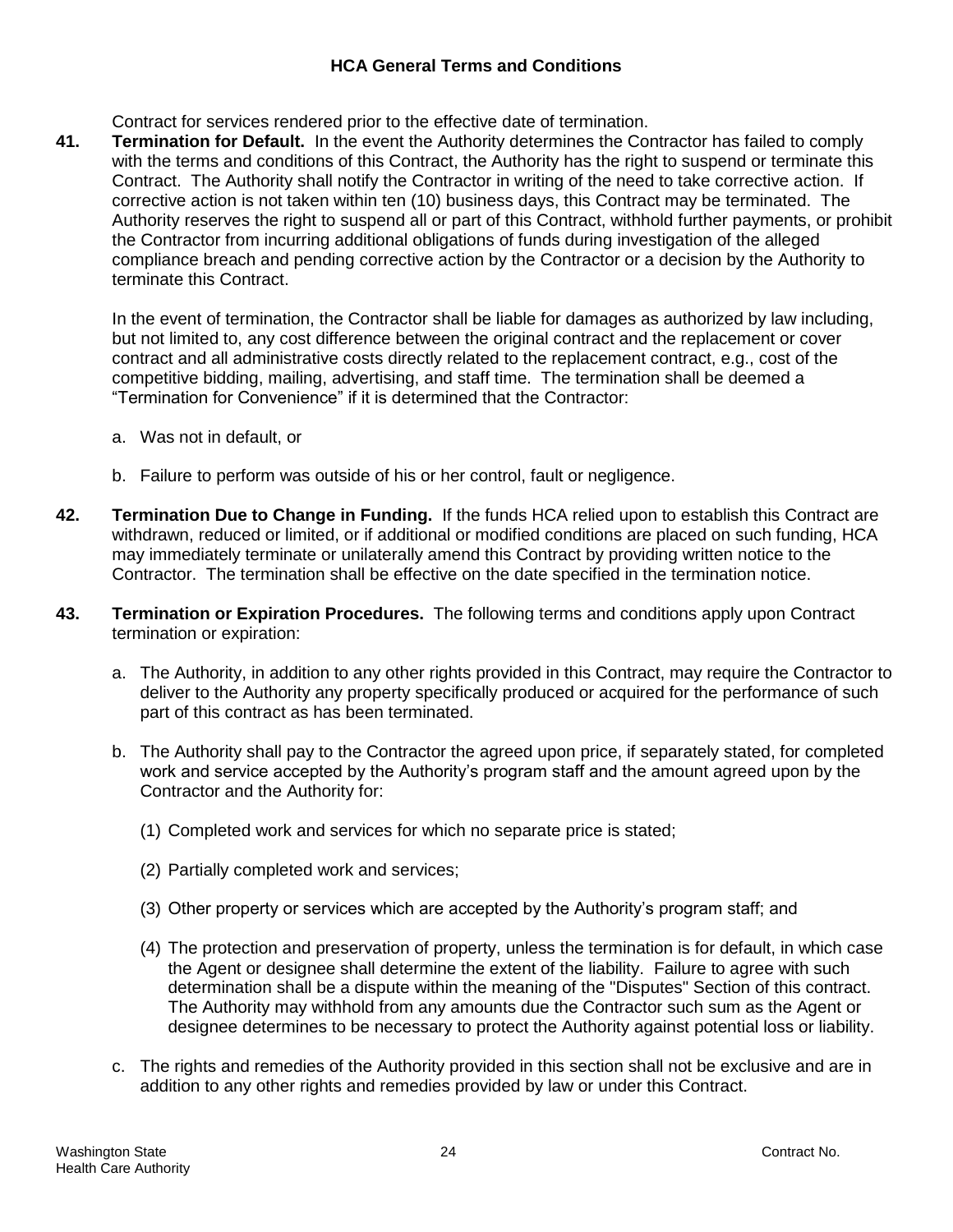Contract for services rendered prior to the effective date of termination.

41. **Termination for Default.** In the event the Authority determines the Contractor has failed to comply with the terms and conditions of this Contract, the Authority has the right to suspend or terminate this Contract. The Authority shall notify the Contractor in writing of the need to take corrective action. If corrective action is not taken within ten (10) business days, this Contract may be terminated. The Authority reserves the right to suspend all or part of this Contract, withhold further payments, or prohibit the Contractor from incurring additional obligations of funds during investigation of the alleged compliance breach and pending corrective action by the Contractor or a decision by the Authority to terminate this Contract.

    In the event of termination, the Contractor shall be liable for damages as authorized by law including, but not limited to, any cost difference between the original contract and the replacement or cover contract and all administrative costs directly related to the replacement contract, e.g., cost of the competitive bidding, mailing, advertising, and staff time. The termination shall be deemed a "Termination for Convenience" if it is determined that the Contractor:

    a. Was not in default, or

    b. Failure to perform was outside of his or her control, fault or negligence.

42. **Termination Due to Change in Funding.** If the funds HCA relied upon to establish this Contract are withdrawn, reduced or limited, or if additional or modified conditions are placed on such funding, HCA may immediately terminate or unilaterally amend this Contract by providing written notice to the Contractor. The termination shall be effective on the date specified in the termination notice.

43. **Termination or Expiration Procedures.** The following terms and conditions apply upon Contract termination or expiration:

    a. The Authority, in addition to any other rights provided in this Contract, may require the Contractor to deliver to the Authority any property specifically produced or acquired for the performance of such part of this contract as has been terminated.

    b. The Authority shall pay to the Contractor the agreed upon price, if separately stated, for completed work and service accepted by the Authority's program staff and the amount agreed upon by the Contractor and the Authority for:

        (1) Completed work and services for which no separate price is stated;

        (2) Partially completed work and services;

        (3) Other property or services which are accepted by the Authority's program staff; and

        (4) The protection and preservation of property, unless the termination is for default, in which case the Agent or designee shall determine the extent of the liability. Failure to agree with such determination shall be a dispute within the meaning of the "Disputes" Section of this contract. The Authority may withhold from any amounts due the Contractor such sum as the Agent or designee determines to be necessary to protect the Authority against potential loss or liability.

    c. The rights and remedies of the Authority provided in this section shall not be exclusive and are in addition to any other rights and remedies provided by law or under this Contract.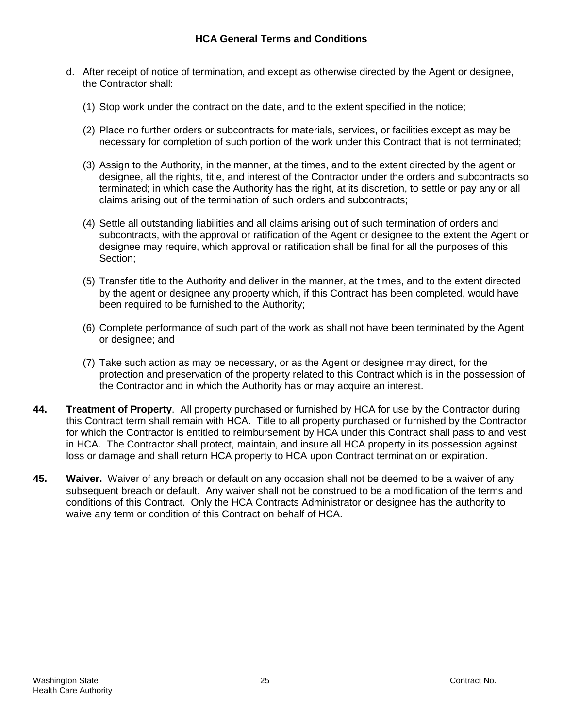d. After receipt of notice of termination, and except as otherwise directed by the Agent or designee, the Contractor shall:

   (1) Stop work under the contract on the date, and to the extent specified in the notice;

   (2) Place no further orders or subcontracts for materials, services, or facilities except as may be necessary for completion of such portion of the work under this Contract that is not terminated;

   (3) Assign to the Authority, in the manner, at the times, and to the extent directed by the agent or designee, all the rights, title, and interest of the Contractor under the orders and subcontracts so terminated; in which case the Authority has the right, at its discretion, to settle or pay any or all claims arising out of the termination of such orders and subcontracts;

   (4) Settle all outstanding liabilities and all claims arising out of such termination of orders and subcontracts, with the approval or ratification of the Agent or designee to the extent the Agent or designee may require, which approval or ratification shall be final for all the purposes of this Section;

   (5) Transfer title to the Authority and deliver in the manner, at the times, and to the extent directed by the agent or designee any property which, if this Contract has been completed, would have been required to be furnished to the Authority;

   (6) Complete performance of such part of the work as shall not have been terminated by the Agent or designee; and

   (7) Take such action as may be necessary, or as the Agent or designee may direct, for the protection and preservation of the property related to this Contract which is in the possession of the Contractor and in which the Authority has or may acquire an interest.

**44. Treatment of Property**. All property purchased or furnished by HCA for use by the Contractor during this Contract term shall remain with HCA. Title to all property purchased or furnished by the Contractor for which the Contractor is entitled to reimbursement by HCA under this Contract shall pass to and vest in HCA. The Contractor shall protect, maintain, and insure all HCA property in its possession against loss or damage and shall return HCA property to HCA upon Contract termination or expiration.

**45. Waiver.** Waiver of any breach or default on any occasion shall not be deemed to be a waiver of any subsequent breach or default. Any waiver shall not be construed to be a modification of the terms and conditions of this Contract. Only the HCA Contracts Administrator or designee has the authority to waive any term or condition of this Contract on behalf of HCA.